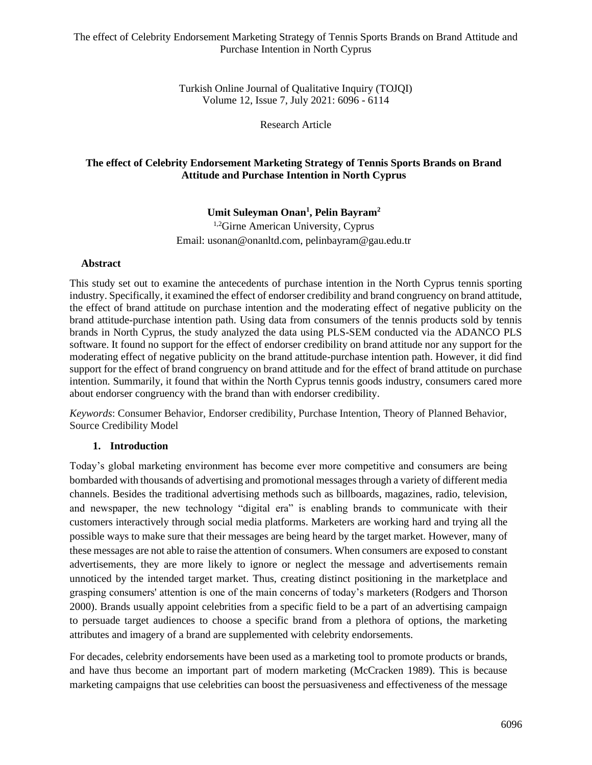Turkish Online Journal of Qualitative Inquiry (TOJQI)
Volume 12, Issue 7, July 2021: 6096 - 6114

Research Article

# The effect of Celebrity Endorsement Marketing Strategy of Tennis Sports Brands on Brand Attitude and Purchase Intention in North Cyprus

**Umit Suleyman Onan[1], Pelin Bayram[2]**

[1,2]Girne American University, Cyprus

Email: usonan@onanltd.com, pelinbayram@gau.edu.tr

## Abstract

This study set out to examine the antecedents of purchase intention in the North Cyprus tennis sporting industry. Specifically, it examined the effect of endorser credibility and brand congruency on brand attitude, the effect of brand attitude on purchase intention and the moderating effect of negative publicity on the brand attitude-purchase intention path. Using data from consumers of the tennis products sold by tennis brands in North Cyprus, the study analyzed the data using PLS-SEM conducted via the ADANCO PLS software. It found no support for the effect of endorser credibility on brand attitude nor any support for the moderating effect of negative publicity on the brand attitude-purchase intention path. However, it did find support for the effect of brand congruency on brand attitude and for the effect of brand attitude on purchase intention. Summarily, it found that within the North Cyprus tennis goods industry, consumers cared more about endorser congruency with the brand than with endorser credibility.

*Keywords*: Consumer Behavior, Endorser credibility, Purchase Intention, Theory of Planned Behavior, Source Credibility Model

## 1. Introduction

Today's global marketing environment has become ever more competitive and consumers are being bombarded with thousands of advertising and promotional messages through a variety of different media channels. Besides the traditional advertising methods such as billboards, magazines, radio, television, and newspaper, the new technology "digital era" is enabling brands to communicate with their customers interactively through social media platforms. Marketers are working hard and trying all the possible ways to make sure that their messages are being heard by the target market. However, many of these messages are not able to raise the attention of consumers. When consumers are exposed to constant advertisements, they are more likely to ignore or neglect the message and advertisements remain unnoticed by the intended target market. Thus, creating distinct positioning in the marketplace and grasping consumers' attention is one of the main concerns of today's marketers (Rodgers and Thorson 2000). Brands usually appoint celebrities from a specific field to be a part of an advertising campaign to persuade target audiences to choose a specific brand from a plethora of options, the marketing attributes and imagery of a brand are supplemented with celebrity endorsements.

For decades, celebrity endorsements have been used as a marketing tool to promote products or brands, and have thus become an important part of modern marketing (McCracken 1989). This is because marketing campaigns that use celebrities can boost the persuasiveness and effectiveness of the message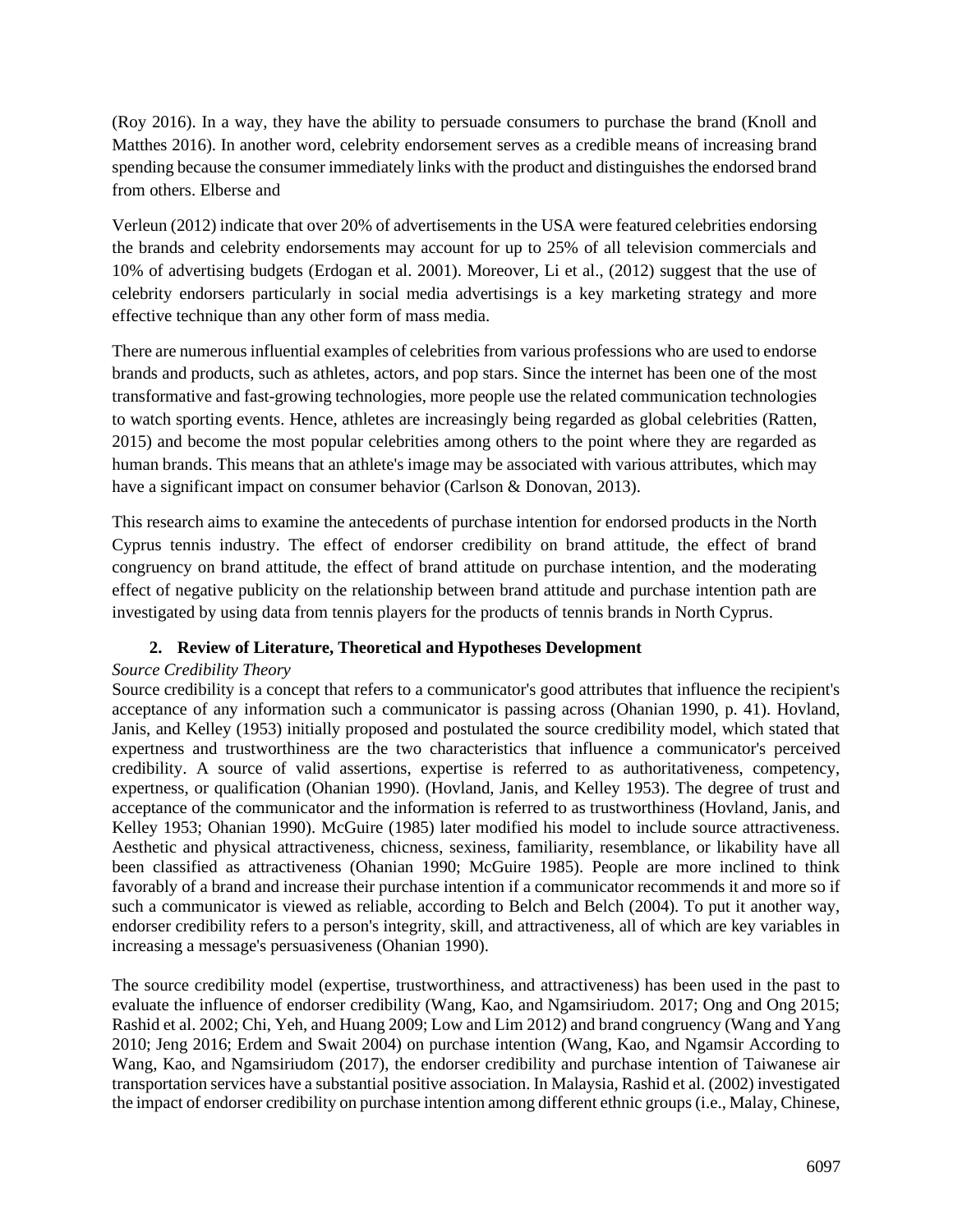(Roy 2016). In a way, they have the ability to persuade consumers to purchase the brand (Knoll and Matthes 2016). In another word, celebrity endorsement serves as a credible means of increasing brand spending because the consumer immediately links with the product and distinguishes the endorsed brand from others. Elberse and

Verleun (2012) indicate that over 20% of advertisements in the USA were featured celebrities endorsing the brands and celebrity endorsements may account for up to 25% of all television commercials and 10% of advertising budgets (Erdogan et al. 2001). Moreover, Li et al., (2012) suggest that the use of celebrity endorsers particularly in social media advertisings is a key marketing strategy and more effective technique than any other form of mass media.

There are numerous influential examples of celebrities from various professions who are used to endorse brands and products, such as athletes, actors, and pop stars. Since the internet has been one of the most transformative and fast-growing technologies, more people use the related communication technologies to watch sporting events. Hence, athletes are increasingly being regarded as global celebrities (Ratten, 2015) and become the most popular celebrities among others to the point where they are regarded as human brands. This means that an athlete's image may be associated with various attributes, which may have a significant impact on consumer behavior (Carlson & Donovan, 2013).

This research aims to examine the antecedents of purchase intention for endorsed products in the North Cyprus tennis industry. The effect of endorser credibility on brand attitude, the effect of brand congruency on brand attitude, the effect of brand attitude on purchase intention, and the moderating effect of negative publicity on the relationship between brand attitude and purchase intention path are investigated by using data from tennis players for the products of tennis brands in North Cyprus.

## 2. Review of Literature, Theoretical and Hypotheses Development

*Source Credibility Theory*

Source credibility is a concept that refers to a communicator's good attributes that influence the recipient's acceptance of any information such a communicator is passing across (Ohanian 1990, p. 41). Hovland, Janis, and Kelley (1953) initially proposed and postulated the source credibility model, which stated that expertness and trustworthiness are the two characteristics that influence a communicator's perceived credibility. A source of valid assertions, expertise is referred to as authoritativeness, competency, expertness, or qualification (Ohanian 1990). (Hovland, Janis, and Kelley 1953). The degree of trust and acceptance of the communicator and the information is referred to as trustworthiness (Hovland, Janis, and Kelley 1953; Ohanian 1990). McGuire (1985) later modified his model to include source attractiveness. Aesthetic and physical attractiveness, chicness, sexiness, familiarity, resemblance, or likability have all been classified as attractiveness (Ohanian 1990; McGuire 1985). People are more inclined to think favorably of a brand and increase their purchase intention if a communicator recommends it and more so if such a communicator is viewed as reliable, according to Belch and Belch (2004). To put it another way, endorser credibility refers to a person's integrity, skill, and attractiveness, all of which are key variables in increasing a message's persuasiveness (Ohanian 1990).

The source credibility model (expertise, trustworthiness, and attractiveness) has been used in the past to evaluate the influence of endorser credibility (Wang, Kao, and Ngamsiriudom. 2017; Ong and Ong 2015; Rashid et al. 2002; Chi, Yeh, and Huang 2009; Low and Lim 2012) and brand congruency (Wang and Yang 2010; Jeng 2016; Erdem and Swait 2004) on purchase intention (Wang, Kao, and Ngamsir According to Wang, Kao, and Ngamsiriudom (2017), the endorser credibility and purchase intention of Taiwanese air transportation services have a substantial positive association. In Malaysia, Rashid et al. (2002) investigated the impact of endorser credibility on purchase intention among different ethnic groups (i.e., Malay, Chinese,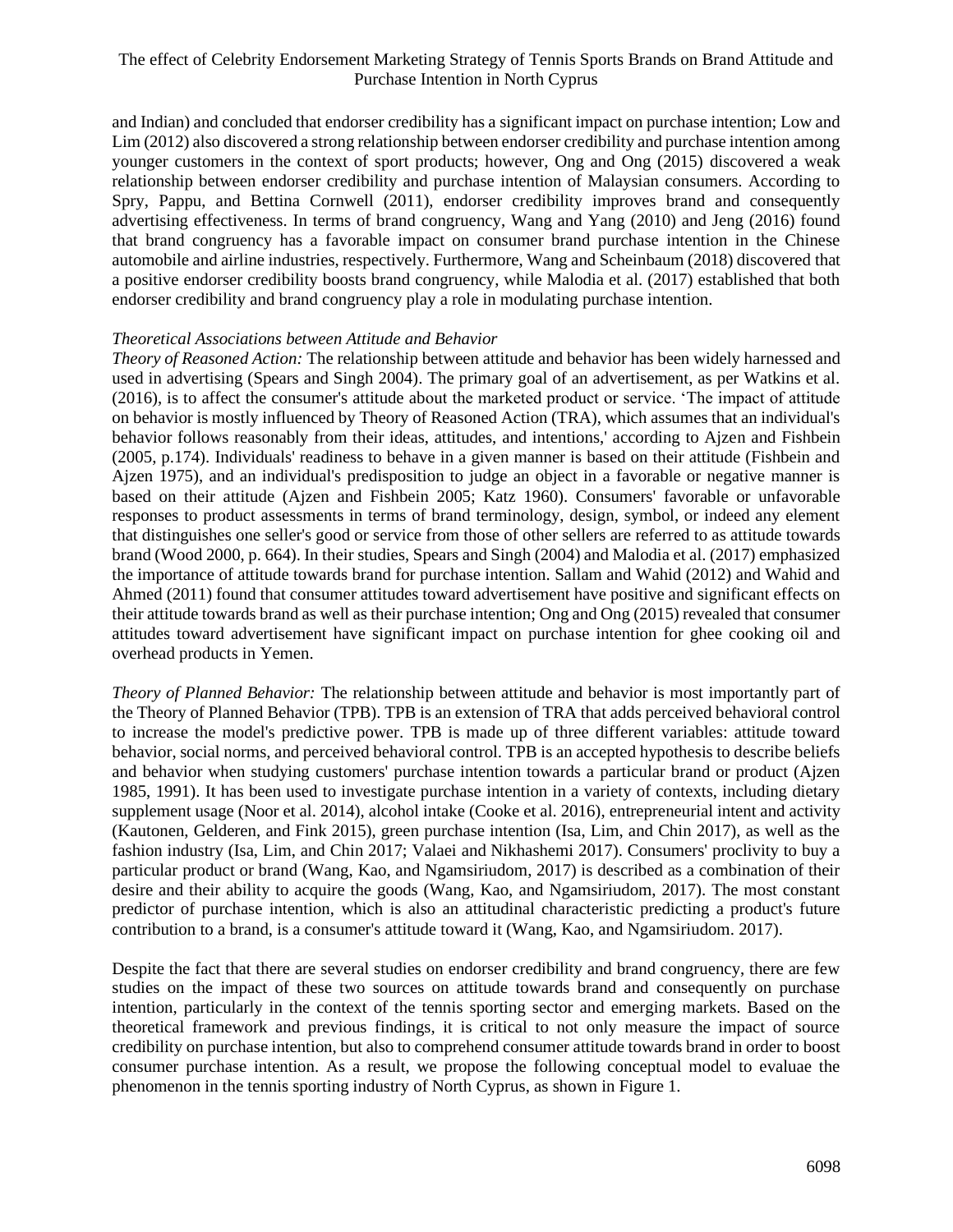and Indian) and concluded that endorser credibility has a significant impact on purchase intention; Low and Lim (2012) also discovered a strong relationship between endorser credibility and purchase intention among younger customers in the context of sport products; however, Ong and Ong (2015) discovered a weak relationship between endorser credibility and purchase intention of Malaysian consumers. According to Spry, Pappu, and Bettina Cornwell (2011), endorser credibility improves brand and consequently advertising effectiveness. In terms of brand congruency, Wang and Yang (2010) and Jeng (2016) found that brand congruency has a favorable impact on consumer brand purchase intention in the Chinese automobile and airline industries, respectively. Furthermore, Wang and Scheinbaum (2018) discovered that a positive endorser credibility boosts brand congruency, while Malodia et al. (2017) established that both endorser credibility and brand congruency play a role in modulating purchase intention.

*Theoretical Associations between Attitude and Behavior*

*Theory of Reasoned Action:* The relationship between attitude and behavior has been widely harnessed and used in advertising (Spears and Singh 2004). The primary goal of an advertisement, as per Watkins et al. (2016), is to affect the consumer's attitude about the marketed product or service. 'The impact of attitude on behavior is mostly influenced by Theory of Reasoned Action (TRA), which assumes that an individual's behavior follows reasonably from their ideas, attitudes, and intentions,' according to Ajzen and Fishbein (2005, p.174). Individuals' readiness to behave in a given manner is based on their attitude (Fishbein and Ajzen 1975), and an individual's predisposition to judge an object in a favorable or negative manner is based on their attitude (Ajzen and Fishbein 2005; Katz 1960). Consumers' favorable or unfavorable responses to product assessments in terms of brand terminology, design, symbol, or indeed any element that distinguishes one seller's good or service from those of other sellers are referred to as attitude towards brand (Wood 2000, p. 664). In their studies, Spears and Singh (2004) and Malodia et al. (2017) emphasized the importance of attitude towards brand for purchase intention. Sallam and Wahid (2012) and Wahid and Ahmed (2011) found that consumer attitudes toward advertisement have positive and significant effects on their attitude towards brand as well as their purchase intention; Ong and Ong (2015) revealed that consumer attitudes toward advertisement have significant impact on purchase intention for ghee cooking oil and overhead products in Yemen.

*Theory of Planned Behavior:* The relationship between attitude and behavior is most importantly part of the Theory of Planned Behavior (TPB). TPB is an extension of TRA that adds perceived behavioral control to increase the model's predictive power. TPB is made up of three different variables: attitude toward behavior, social norms, and perceived behavioral control. TPB is an accepted hypothesis to describe beliefs and behavior when studying customers' purchase intention towards a particular brand or product (Ajzen 1985, 1991). It has been used to investigate purchase intention in a variety of contexts, including dietary supplement usage (Noor et al. 2014), alcohol intake (Cooke et al. 2016), entrepreneurial intent and activity (Kautonen, Gelderen, and Fink 2015), green purchase intention (Isa, Lim, and Chin 2017), as well as the fashion industry (Isa, Lim, and Chin 2017; Valaei and Nikhashemi 2017). Consumers' proclivity to buy a particular product or brand (Wang, Kao, and Ngamsiriudom, 2017) is described as a combination of their desire and their ability to acquire the goods (Wang, Kao, and Ngamsiriudom, 2017). The most constant predictor of purchase intention, which is also an attitudinal characteristic predicting a product's future contribution to a brand, is a consumer's attitude toward it (Wang, Kao, and Ngamsiriudom. 2017).

Despite the fact that there are several studies on endorser credibility and brand congruency, there are few studies on the impact of these two sources on attitude towards brand and consequently on purchase intention, particularly in the context of the tennis sporting sector and emerging markets. Based on the theoretical framework and previous findings, it is critical to not only measure the impact of source credibility on purchase intention, but also to comprehend consumer attitude towards brand in order to boost consumer purchase intention. As a result, we propose the following conceptual model to evaluae the phenomenon in the tennis sporting industry of North Cyprus, as shown in Figure 1.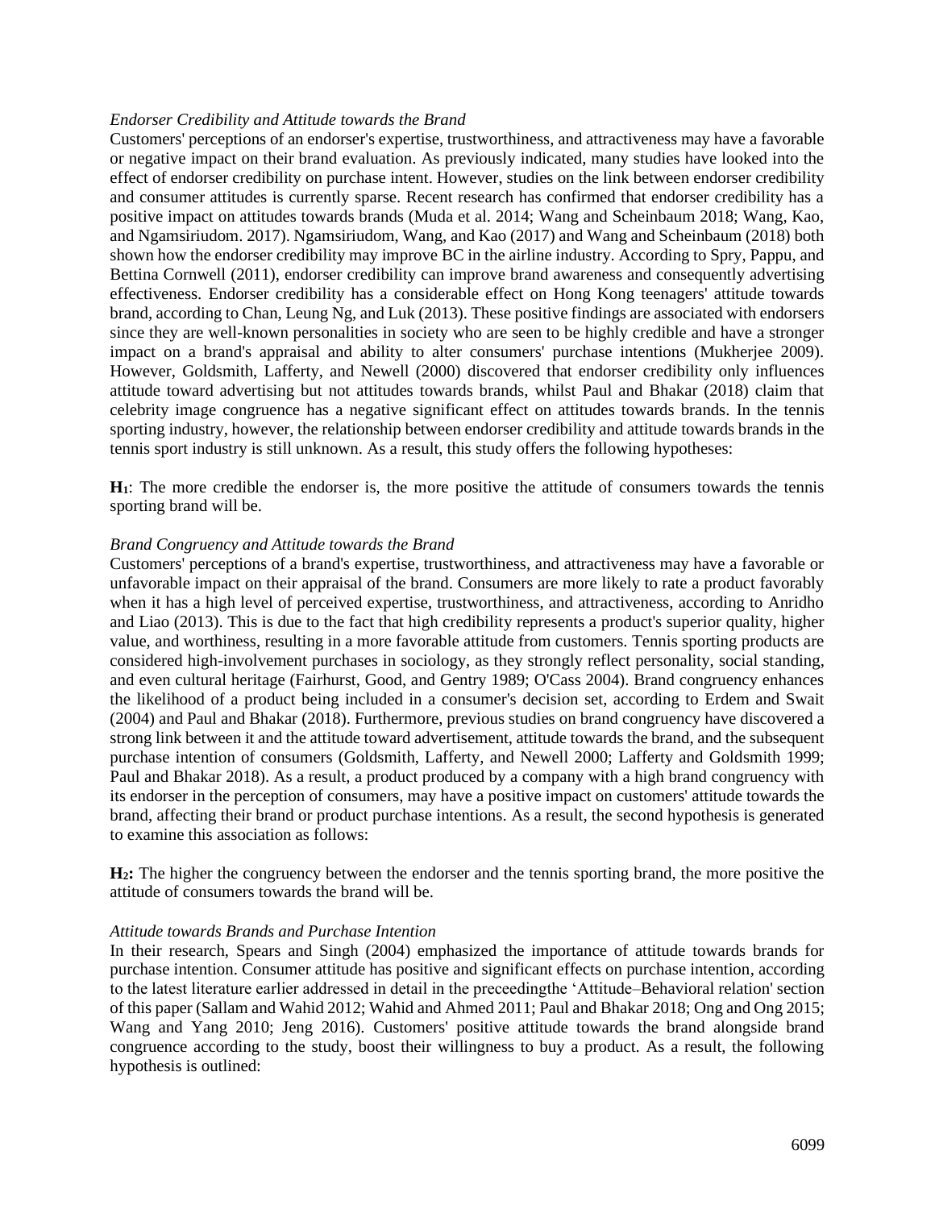*Endorser Credibility and Attitude towards the Brand*

Customers' perceptions of an endorser's expertise, trustworthiness, and attractiveness may have a favorable or negative impact on their brand evaluation. As previously indicated, many studies have looked into the effect of endorser credibility on purchase intent. However, studies on the link between endorser credibility and consumer attitudes is currently sparse. Recent research has confirmed that endorser credibility has a positive impact on attitudes towards brands (Muda et al. 2014; Wang and Scheinbaum 2018; Wang, Kao, and Ngamsiriudom. 2017). Ngamsiriudom, Wang, and Kao (2017) and Wang and Scheinbaum (2018) both shown how the endorser credibility may improve BC in the airline industry. According to Spry, Pappu, and Bettina Cornwell (2011), endorser credibility can improve brand awareness and consequently advertising effectiveness. Endorser credibility has a considerable effect on Hong Kong teenagers' attitude towards brand, according to Chan, Leung Ng, and Luk (2013). These positive findings are associated with endorsers since they are well-known personalities in society who are seen to be highly credible and have a stronger impact on a brand's appraisal and ability to alter consumers' purchase intentions (Mukherjee 2009). However, Goldsmith, Lafferty, and Newell (2000) discovered that endorser credibility only influences attitude toward advertising but not attitudes towards brands, whilst Paul and Bhakar (2018) claim that celebrity image congruence has a negative significant effect on attitudes towards brands. In the tennis sporting industry, however, the relationship between endorser credibility and attitude towards brands in the tennis sport industry is still unknown. As a result, this study offers the following hypotheses:

**$H_1$**: The more credible the endorser is, the more positive the attitude of consumers towards the tennis sporting brand will be.

*Brand Congruency and Attitude towards the Brand*

Customers' perceptions of a brand's expertise, trustworthiness, and attractiveness may have a favorable or unfavorable impact on their appraisal of the brand. Consumers are more likely to rate a product favorably when it has a high level of perceived expertise, trustworthiness, and attractiveness, according to Anridho and Liao (2013). This is due to the fact that high credibility represents a product's superior quality, higher value, and worthiness, resulting in a more favorable attitude from customers. Tennis sporting products are considered high-involvement purchases in sociology, as they strongly reflect personality, social standing, and even cultural heritage (Fairhurst, Good, and Gentry 1989; O'Cass 2004). Brand congruency enhances the likelihood of a product being included in a consumer's decision set, according to Erdem and Swait (2004) and Paul and Bhakar (2018). Furthermore, previous studies on brand congruency have discovered a strong link between it and the attitude toward advertisement, attitude towards the brand, and the subsequent purchase intention of consumers (Goldsmith, Lafferty, and Newell 2000; Lafferty and Goldsmith 1999; Paul and Bhakar 2018). As a result, a product produced by a company with a high brand congruency with its endorser in the perception of consumers, may have a positive impact on customers' attitude towards the brand, affecting their brand or product purchase intentions. As a result, the second hypothesis is generated to examine this association as follows:

**$H_2$:** The higher the congruency between the endorser and the tennis sporting brand, the more positive the attitude of consumers towards the brand will be.

*Attitude towards Brands and Purchase Intention*

In their research, Spears and Singh (2004) emphasized the importance of attitude towards brands for purchase intention. Consumer attitude has positive and significant effects on purchase intention, according to the latest literature earlier addressed in detail in the preceedingthe 'Attitude–Behavioral relation' section of this paper (Sallam and Wahid 2012; Wahid and Ahmed 2011; Paul and Bhakar 2018; Ong and Ong 2015; Wang and Yang 2010; Jeng 2016). Customers' positive attitude towards the brand alongside brand congruence according to the study, boost their willingness to buy a product. As a result, the following hypothesis is outlined: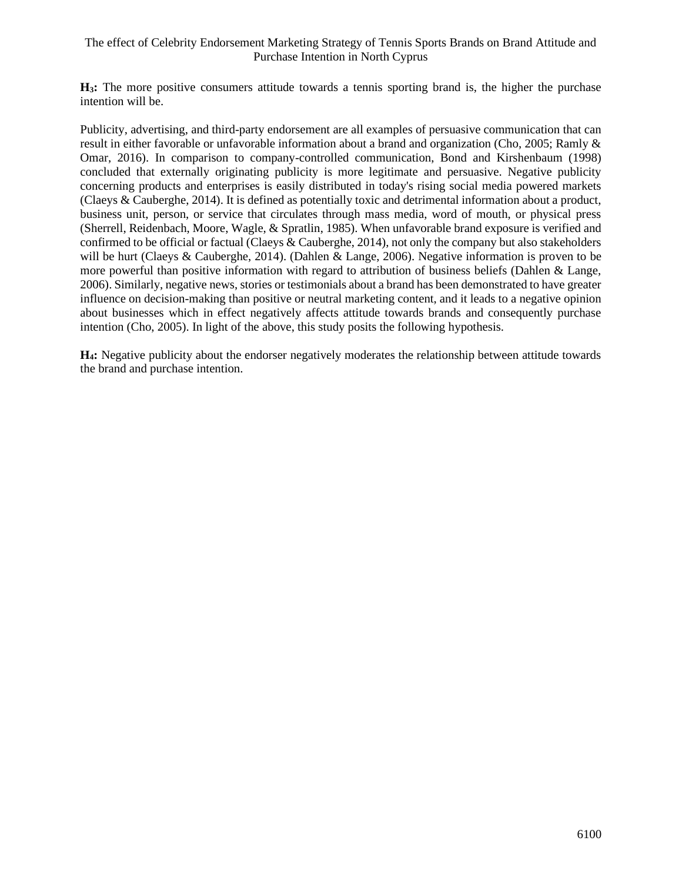**$H_3$:** The more positive consumers attitude towards a tennis sporting brand is, the higher the purchase intention will be.

Publicity, advertising, and third-party endorsement are all examples of persuasive communication that can result in either favorable or unfavorable information about a brand and organization (Cho, 2005; Ramly & Omar, 2016). In comparison to company-controlled communication, Bond and Kirshenbaum (1998) concluded that externally originating publicity is more legitimate and persuasive. Negative publicity concerning products and enterprises is easily distributed in today's rising social media powered markets (Claeys & Cauberghe, 2014). It is defined as potentially toxic and detrimental information about a product, business unit, person, or service that circulates through mass media, word of mouth, or physical press (Sherrell, Reidenbach, Moore, Wagle, & Spratlin, 1985). When unfavorable brand exposure is verified and confirmed to be official or factual (Claeys & Cauberghe, 2014), not only the company but also stakeholders will be hurt (Claeys & Cauberghe, 2014). (Dahlen & Lange, 2006). Negative information is proven to be more powerful than positive information with regard to attribution of business beliefs (Dahlen & Lange, 2006). Similarly, negative news, stories or testimonials about a brand has been demonstrated to have greater influence on decision-making than positive or neutral marketing content, and it leads to a negative opinion about businesses which in effect negatively affects attitude towards brands and consequently purchase intention (Cho, 2005). In light of the above, this study posits the following hypothesis.

**$H_4$:** Negative publicity about the endorser negatively moderates the relationship between attitude towards the brand and purchase intention.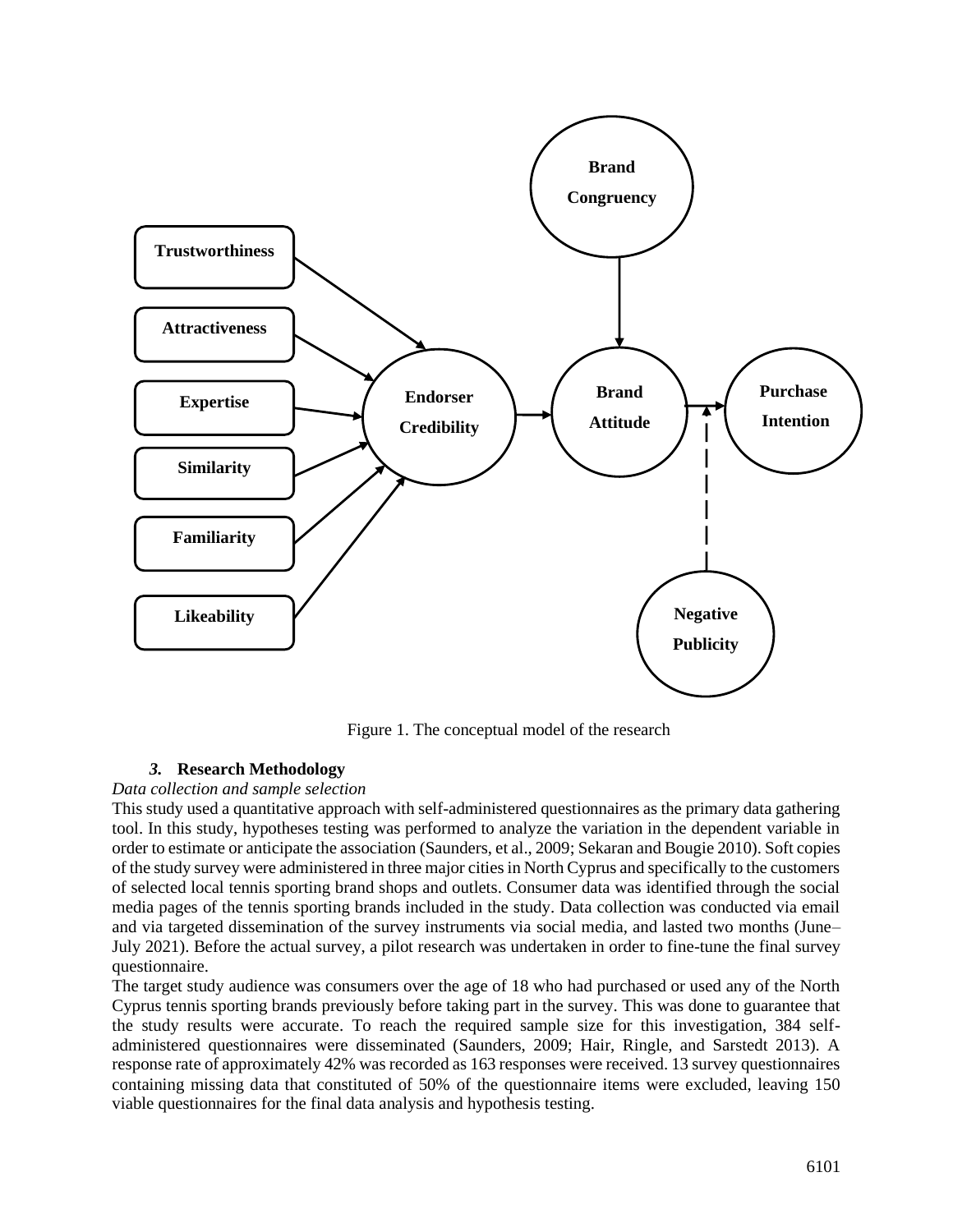Figure 1. The conceptual model of the research

### *3.* Research Methodology

*Data collection and sample selection*

This study used a quantitative approach with self-administered questionnaires as the primary data gathering tool. In this study, hypotheses testing was performed to analyze the variation in the dependent variable in order to estimate or anticipate the association (Saunders, et al., 2009; Sekaran and Bougie 2010). Soft copies of the study survey were administered in three major cities in North Cyprus and specifically to the customers of selected local tennis sporting brand shops and outlets. Consumer data was identified through the social media pages of the tennis sporting brands included in the study. Data collection was conducted via email and via targeted dissemination of the survey instruments via social media, and lasted two months (June–July 2021). Before the actual survey, a pilot research was undertaken in order to fine-tune the final survey questionnaire.

The target study audience was consumers over the age of 18 who had purchased or used any of the North Cyprus tennis sporting brands previously before taking part in the survey. This was done to guarantee that the study results were accurate. To reach the required sample size for this investigation, 384 self-administered questionnaires were disseminated (Saunders, 2009; Hair, Ringle, and Sarstedt 2013). A response rate of approximately 42% was recorded as 163 responses were received. 13 survey questionnaires containing missing data that constituted of 50% of the questionnaire items were excluded, leaving 150 viable questionnaires for the final data analysis and hypothesis testing.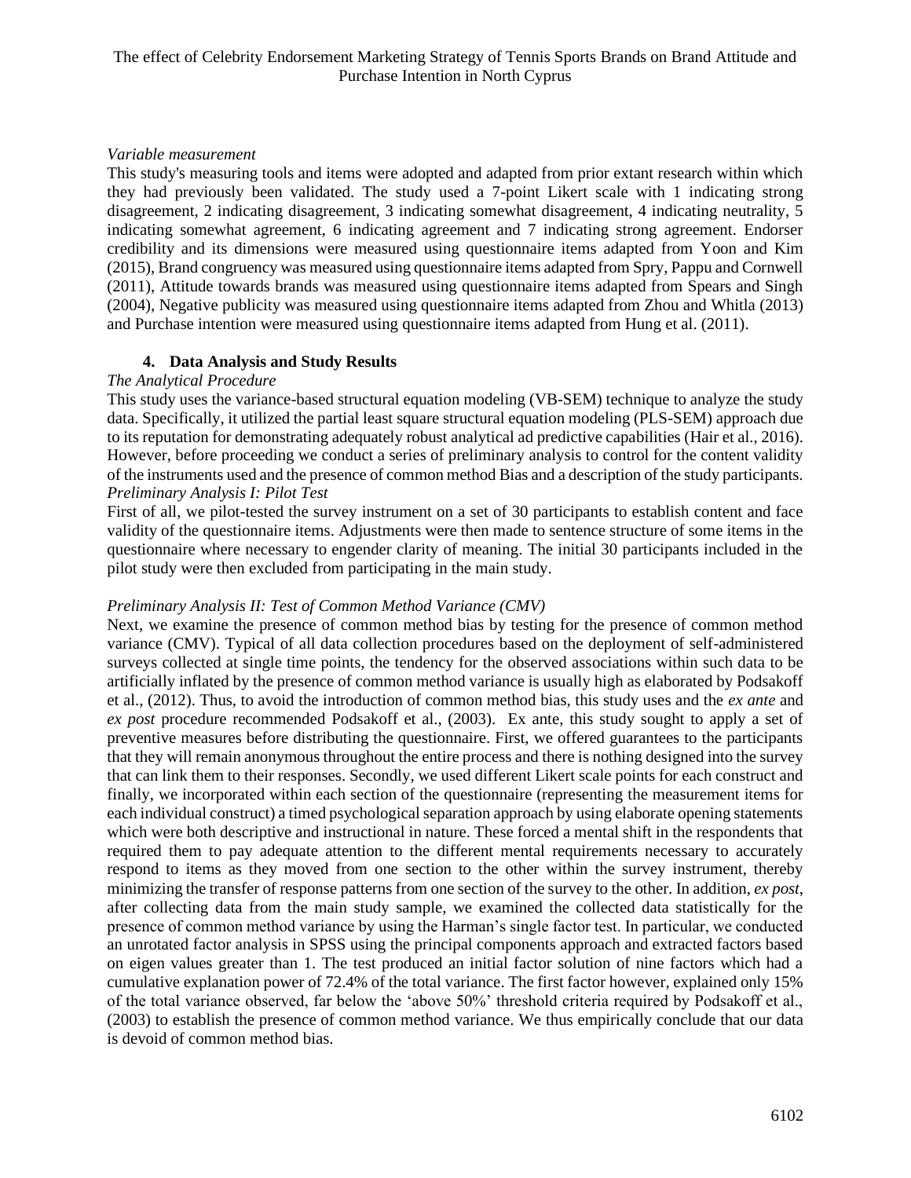*Variable measurement*

This study's measuring tools and items were adopted and adapted from prior extant research within which they had previously been validated. The study used a 7-point Likert scale with 1 indicating strong disagreement, 2 indicating disagreement, 3 indicating somewhat disagreement, 4 indicating neutrality, 5 indicating somewhat agreement, 6 indicating agreement and 7 indicating strong agreement. Endorser credibility and its dimensions were measured using questionnaire items adapted from Yoon and Kim (2015), Brand congruency was measured using questionnaire items adapted from Spry, Pappu and Cornwell (2011), Attitude towards brands was measured using questionnaire items adapted from Spears and Singh (2004), Negative publicity was measured using questionnaire items adapted from Zhou and Whitla (2013) and Purchase intention were measured using questionnaire items adapted from Hung et al. (2011).

## 4. Data Analysis and Study Results

*The Analytical Procedure*

This study uses the variance-based structural equation modeling (VB-SEM) technique to analyze the study data. Specifically, it utilized the partial least square structural equation modeling (PLS-SEM) approach due to its reputation for demonstrating adequately robust analytical ad predictive capabilities (Hair et al., 2016). However, before proceeding we conduct a series of preliminary analysis to control for the content validity of the instruments used and the presence of common method Bias and a description of the study participants.

*Preliminary Analysis I: Pilot Test*

First of all, we pilot-tested the survey instrument on a set of 30 participants to establish content and face validity of the questionnaire items. Adjustments were then made to sentence structure of some items in the questionnaire where necessary to engender clarity of meaning. The initial 30 participants included in the pilot study were then excluded from participating in the main study.

*Preliminary Analysis II: Test of Common Method Variance (CMV)*

Next, we examine the presence of common method bias by testing for the presence of common method variance (CMV). Typical of all data collection procedures based on the deployment of self-administered surveys collected at single time points, the tendency for the observed associations within such data to be artificially inflated by the presence of common method variance is usually high as elaborated by Podsakoff et al., (2012). Thus, to avoid the introduction of common method bias, this study uses and the *ex ante* and *ex post* procedure recommended Podsakoff et al., (2003). Ex ante, this study sought to apply a set of preventive measures before distributing the questionnaire. First, we offered guarantees to the participants that they will remain anonymous throughout the entire process and there is nothing designed into the survey that can link them to their responses. Secondly, we used different Likert scale points for each construct and finally, we incorporated within each section of the questionnaire (representing the measurement items for each individual construct) a timed psychological separation approach by using elaborate opening statements which were both descriptive and instructional in nature. These forced a mental shift in the respondents that required them to pay adequate attention to the different mental requirements necessary to accurately respond to items as they moved from one section to the other within the survey instrument, thereby minimizing the transfer of response patterns from one section of the survey to the other. In addition, *ex post*, after collecting data from the main study sample, we examined the collected data statistically for the presence of common method variance by using the Harman's single factor test. In particular, we conducted an unrotated factor analysis in SPSS using the principal components approach and extracted factors based on eigen values greater than 1. The test produced an initial factor solution of nine factors which had a cumulative explanation power of 72.4% of the total variance. The first factor however, explained only 15% of the total variance observed, far below the 'above 50%' threshold criteria required by Podsakoff et al., (2003) to establish the presence of common method variance. We thus empirically conclude that our data is devoid of common method bias.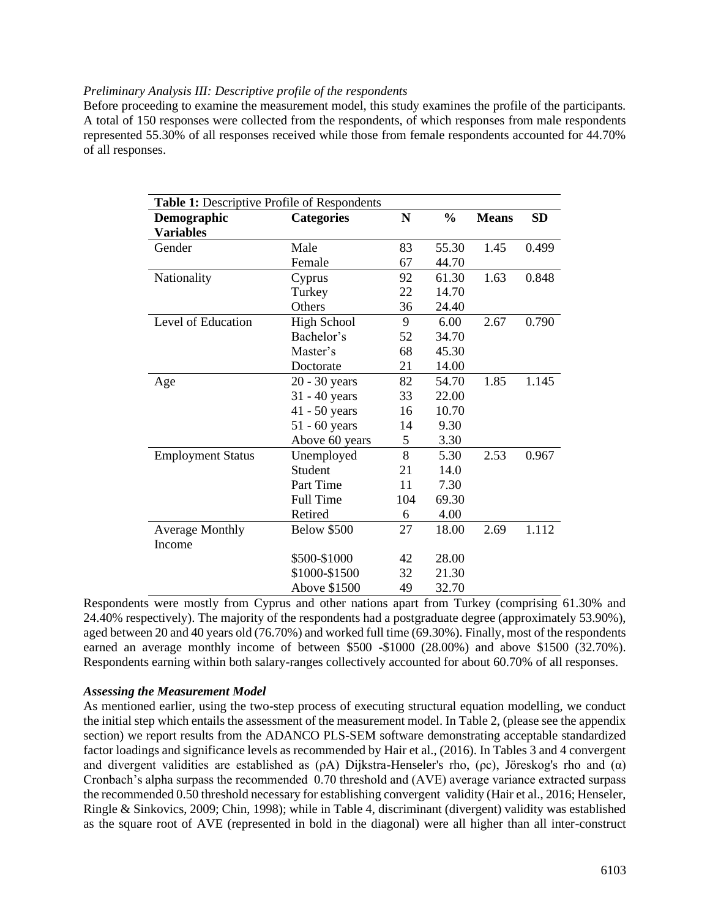*Preliminary Analysis III: Descriptive profile of the respondents*

Before proceeding to examine the measurement model, this study examines the profile of the participants. A total of 150 responses were collected from the respondents, of which responses from male respondents represented 55.30% of all responses received while those from female respondents accounted for 44.70% of all responses.

**Table 1:** Descriptive Profile of Respondents

| Demographic Variables | Categories | N | % | Means | SD |
|---|---|---|---|---|---|
| Gender | Male | 83 | 55.30 | 1.45 | 0.499 |
| | Female | 67 | 44.70 | | |
| Nationality | Cyprus | 92 | 61.30 | 1.63 | 0.848 |
| | Turkey | 22 | 14.70 | | |
| | Others | 36 | 24.40 | | |
| Level of Education | High School | 9 | 6.00 | 2.67 | 0.790 |
| | Bachelor's | 52 | 34.70 | | |
| | Master's | 68 | 45.30 | | |
| | Doctorate | 21 | 14.00 | | |
| Age | 20 - 30 years | 82 | 54.70 | 1.85 | 1.145 |
| | 31 - 40 years | 33 | 22.00 | | |
| | 41 - 50 years | 16 | 10.70 | | |
| | 51 - 60 years | 14 | 9.30 | | |
| | Above 60 years | 5 | 3.30 | | |
| Employment Status | Unemployed | 8 | 5.30 | 2.53 | 0.967 |
| | Student | 21 | 14.0 | | |
| | Part Time | 11 | 7.30 | | |
| | Full Time | 104 | 69.30 | | |
| | Retired | 6 | 4.00 | | |
| Average Monthly Income | Below $500 | 27 | 18.00 | 2.69 | 1.112 |
| | $500-$1000 | 42 | 28.00 | | |
| | $1000-$1500 | 32 | 21.30 | | |
| | Above $1500 | 49 | 32.70 | | |

Respondents were mostly from Cyprus and other nations apart from Turkey (comprising 61.30% and 24.40% respectively). The majority of the respondents had a postgraduate degree (approximately 53.90%), aged between 20 and 40 years old (76.70%) and worked full time (69.30%). Finally, most of the respondents earned an average monthly income of between $500 -$1000 (28.00%) and above $1500 (32.70%). Respondents earning within both salary-ranges collectively accounted for about 60.70% of all responses.

***Assessing the Measurement Model***

As mentioned earlier, using the two-step process of executing structural equation modelling, we conduct the initial step which entails the assessment of the measurement model. In Table 2, (please see the appendix section) we report results from the ADANCO PLS-SEM software demonstrating acceptable standardized factor loadings and significance levels as recommended by Hair et al., (2016). In Tables 3 and 4 convergent and divergent validities are established as ($\rho$A) Dijkstra-Henseler's rho, ($\rho$c), Jöreskog's rho and ($\alpha$) Cronbach's alpha surpass the recommended 0.70 threshold and (AVE) average variance extracted surpass the recommended 0.50 threshold necessary for establishing convergent validity (Hair et al., 2016; Henseler, Ringle & Sinkovics, 2009; Chin, 1998); while in Table 4, discriminant (divergent) validity was established as the square root of AVE (represented in bold in the diagonal) were all higher than all inter-construct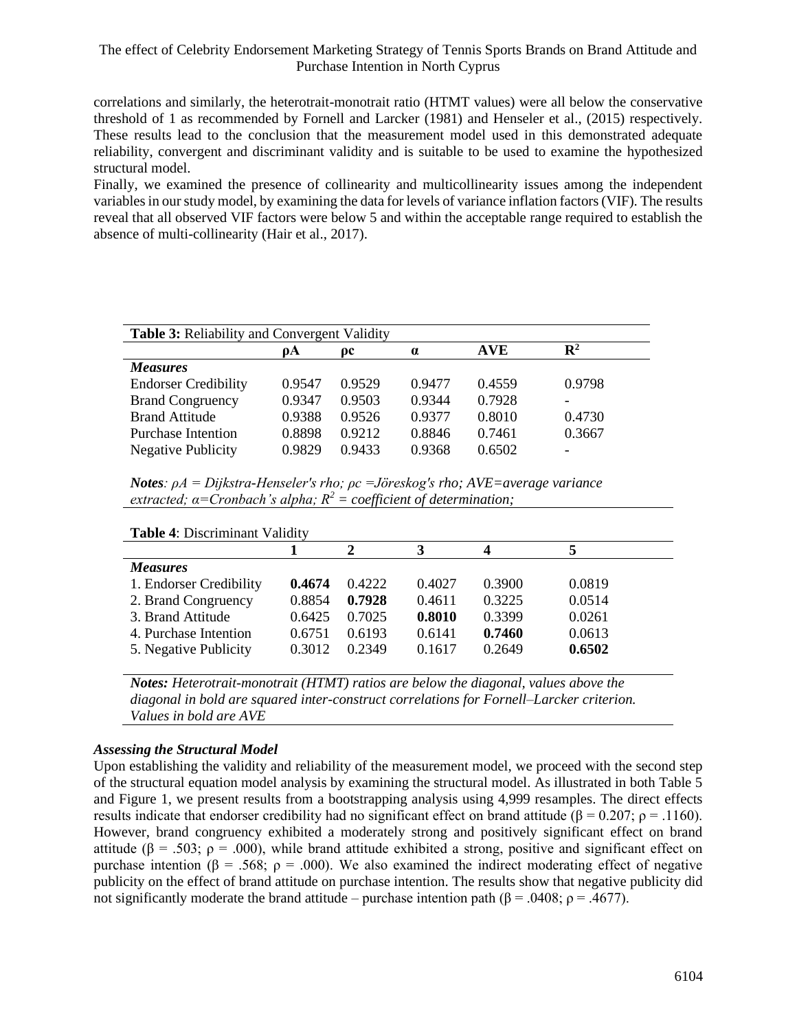correlations and similarly, the heterotrait-monotrait ratio (HTMT values) were all below the conservative threshold of 1 as recommended by Fornell and Larcker (1981) and Henseler et al., (2015) respectively. These results lead to the conclusion that the measurement model used in this demonstrated adequate reliability, convergent and discriminant validity and is suitable to be used to examine the hypothesized structural model.

Finally, we examined the presence of collinearity and multicollinearity issues among the independent variables in our study model, by examining the data for levels of variance inflation factors (VIF). The results reveal that all observed VIF factors were below 5 and within the acceptable range required to establish the absence of multi-collinearity (Hair et al., 2017).

**Table 3:** Reliability and Convergent Validity

| | ρA | ρc | α | AVE | $R^2$ |
|---|---|---|---|---|---|
| ***Measures*** | | | | | |
| Endorser Credibility | 0.9547 | 0.9529 | 0.9477 | 0.4559 | 0.9798 |
| Brand Congruency | 0.9347 | 0.9503 | 0.9344 | 0.7928 | - |
| Brand Attitude | 0.9388 | 0.9526 | 0.9377 | 0.8010 | 0.4730 |
| Purchase Intention | 0.8898 | 0.9212 | 0.8846 | 0.7461 | 0.3667 |
| Negative Publicity | 0.9829 | 0.9433 | 0.9368 | 0.6502 | - |

***Notes****: ρA = Dijkstra-Henseler's rho; ρc =Jöreskog's rho; AVE=average variance extracted; α=Cronbach's alpha; $R^2$ = coefficient of determination;*

**Table 4**: Discriminant Validity

| | 1 | 2 | 3 | 4 | 5 |
|---|---|---|---|---|---|
| ***Measures*** | | | | | |
| 1. Endorser Credibility | **0.4674** | 0.4222 | 0.4027 | 0.3900 | 0.0819 |
| 2. Brand Congruency | 0.8854 | **0.7928** | 0.4611 | 0.3225 | 0.0514 |
| 3. Brand Attitude | 0.6425 | 0.7025 | **0.8010** | 0.3399 | 0.0261 |
| 4. Purchase Intention | 0.6751 | 0.6193 | 0.6141 | **0.7460** | 0.0613 |
| 5. Negative Publicity | 0.3012 | 0.2349 | 0.1617 | 0.2649 | **0.6502** |

***Notes:*** *Heterotrait-monotrait (HTMT) ratios are below the diagonal, values above the diagonal in bold are squared inter-construct correlations for Fornell–Larcker criterion. Values in bold are AVE*

### *Assessing the Structural Model*

Upon establishing the validity and reliability of the measurement model, we proceed with the second step of the structural equation model analysis by examining the structural model. As illustrated in both Table 5 and Figure 1, we present results from a bootstrapping analysis using 4,999 resamples. The direct effects results indicate that endorser credibility had no significant effect on brand attitude ($\beta = 0.207$; $\rho = .1160$). However, brand congruency exhibited a moderately strong and positively significant effect on brand attitude ($\beta = .503$; $\rho = .000$), while brand attitude exhibited a strong, positive and significant effect on purchase intention ($\beta = .568$; $\rho = .000$). We also examined the indirect moderating effect of negative publicity on the effect of brand attitude on purchase intention. The results show that negative publicity did not significantly moderate the brand attitude – purchase intention path ($\beta = .0408$; $\rho = .4677$).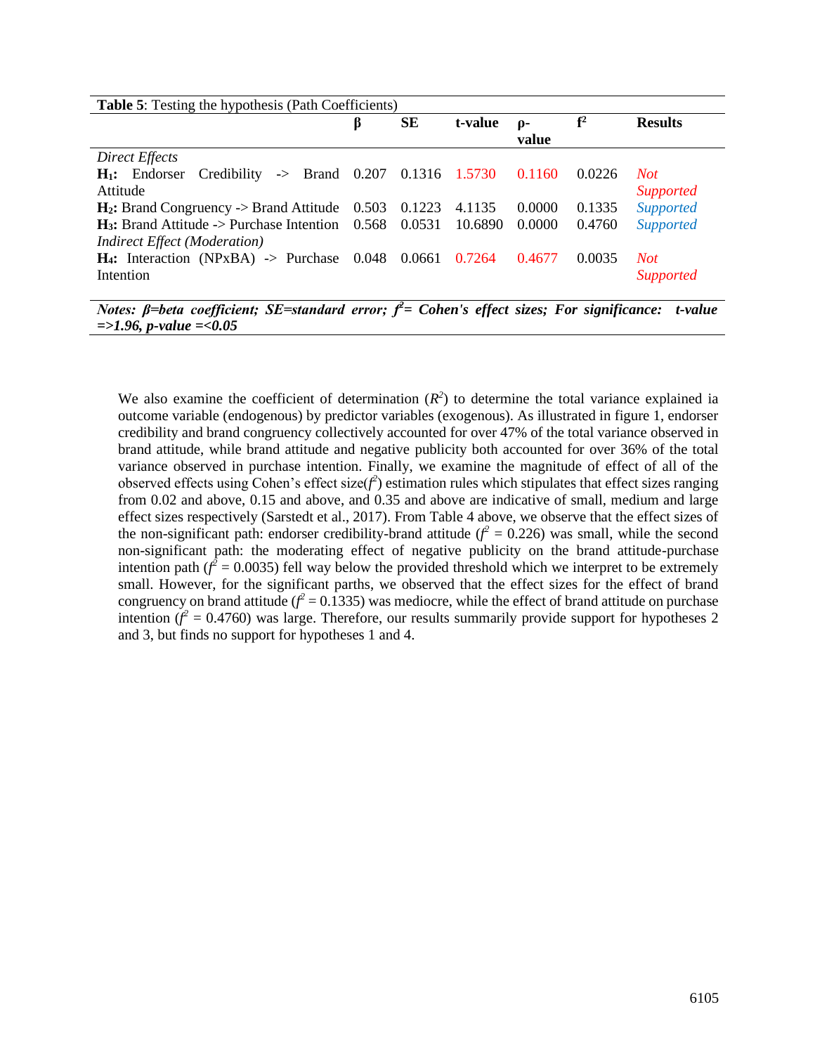**Table 5**: Testing the hypothesis (Path Coefficients)

| | β | SE | t-value | ρ-value | $f^2$ | Results |
|---|---|---|---|---|---|---|
| *Direct Effects* | | | | | | |
| **H₁:** Endorser Credibility -> Brand Attitude | 0.207 | 0.1316 | 1.5730 | 0.1160 | 0.0226 | *Not Supported* |
| **H₂:** Brand Congruency -> Brand Attitude | 0.503 | 0.1223 | 4.1135 | 0.0000 | 0.1335 | *Supported* |
| **H₃:** Brand Attitude -> Purchase Intention | 0.568 | 0.0531 | 10.6890 | 0.0000 | 0.4760 | *Supported* |
| *Indirect Effect (Moderation)* | | | | | | |
| **H₄:** Interaction (NPxBA) -> Purchase Intention | 0.048 | 0.0661 | 0.7264 | 0.4677 | 0.0035 | *Not Supported* |

***Notes: β=beta coefficient; SE=standard error; $f^2$= Cohen's effect sizes; For significance: t-value =>1.96, p-value =<0.05***

We also examine the coefficient of determination ($R^2$) to determine the total variance explained ia outcome variable (endogenous) by predictor variables (exogenous). As illustrated in figure 1, endorser credibility and brand congruency collectively accounted for over 47% of the total variance observed in brand attitude, while brand attitude and negative publicity both accounted for over 36% of the total variance observed in purchase intention. Finally, we examine the magnitude of effect of all of the observed effects using Cohen's effect size($f^2$) estimation rules which stipulates that effect sizes ranging from 0.02 and above, 0.15 and above, and 0.35 and above are indicative of small, medium and large effect sizes respectively (Sarstedt et al., 2017). From Table 4 above, we observe that the effect sizes of the non-significant path: endorser credibility-brand attitude ($f^2$ = 0.226) was small, while the second non-significant path: the moderating effect of negative publicity on the brand attitude-purchase intention path ($f^2$ = 0.0035) fell way below the provided threshold which we interpret to be extremely small. However, for the significant parths, we observed that the effect sizes for the effect of brand congruency on brand attitude ($f^2$ = 0.1335) was mediocre, while the effect of brand attitude on purchase intention ($f^2$ = 0.4760) was large. Therefore, our results summarily provide support for hypotheses 2 and 3, but finds no support for hypotheses 1 and 4.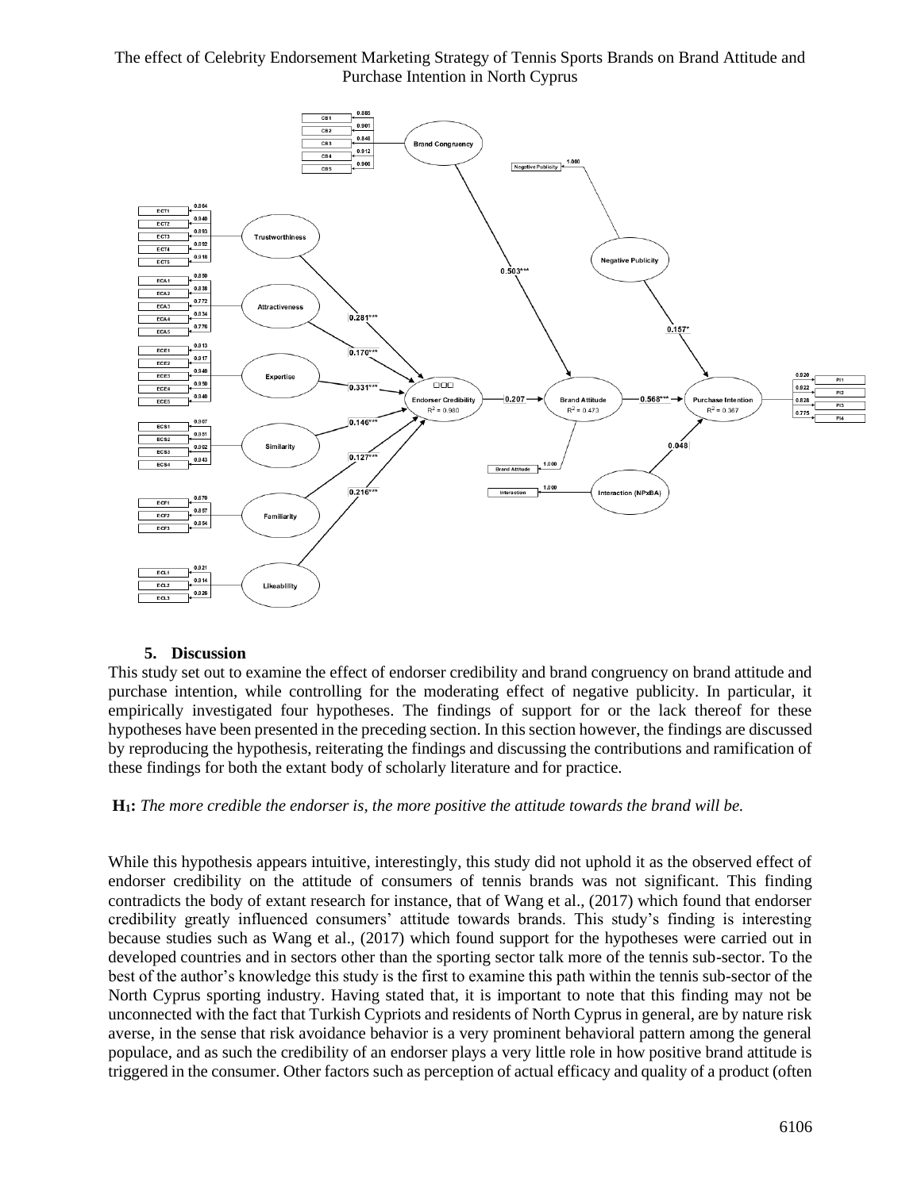## 5. Discussion

This study set out to examine the effect of endorser credibility and brand congruency on brand attitude and purchase intention, while controlling for the moderating effect of negative publicity. In particular, it empirically investigated four hypotheses. The findings of support for or the lack thereof for these hypotheses have been presented in the preceding section. In this section however, the findings are discussed by reproducing the hypothesis, reiterating the findings and discussing the contributions and ramification of these findings for both the extant body of scholarly literature and for practice.

**H$_1$:** *The more credible the endorser is, the more positive the attitude towards the brand will be.*

While this hypothesis appears intuitive, interestingly, this study did not uphold it as the observed effect of endorser credibility on the attitude of consumers of tennis brands was not significant. This finding contradicts the body of extant research for instance, that of Wang et al., (2017) which found that endorser credibility greatly influenced consumers' attitude towards brands. This study's finding is interesting because studies such as Wang et al., (2017) which found support for the hypotheses were carried out in developed countries and in sectors other than the sporting sector talk more of the tennis sub-sector. To the best of the author's knowledge this study is the first to examine this path within the tennis sub-sector of the North Cyprus sporting industry. Having stated that, it is important to note that this finding may not be unconnected with the fact that Turkish Cypriots and residents of North Cyprus in general, are by nature risk averse, in the sense that risk avoidance behavior is a very prominent behavioral pattern among the general populace, and as such the credibility of an endorser plays a very little role in how positive brand attitude is triggered in the consumer. Other factors such as perception of actual efficacy and quality of a product (often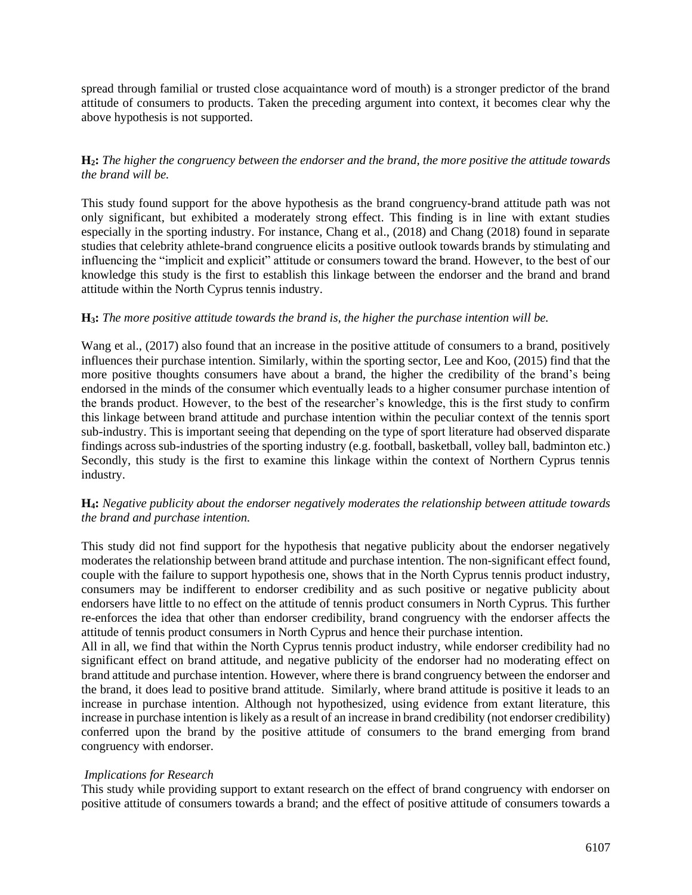spread through familial or trusted close acquaintance word of mouth) is a stronger predictor of the brand attitude of consumers to products. Taken the preceding argument into context, it becomes clear why the above hypothesis is not supported.

**H$_2$:** *The higher the congruency between the endorser and the brand, the more positive the attitude towards the brand will be.*

This study found support for the above hypothesis as the brand congruency-brand attitude path was not only significant, but exhibited a moderately strong effect. This finding is in line with extant studies especially in the sporting industry. For instance, Chang et al., (2018) and Chang (2018) found in separate studies that celebrity athlete-brand congruence elicits a positive outlook towards brands by stimulating and influencing the "implicit and explicit" attitude or consumers toward the brand. However, to the best of our knowledge this study is the first to establish this linkage between the endorser and the brand and brand attitude within the North Cyprus tennis industry.

**H$_3$:** *The more positive attitude towards the brand is, the higher the purchase intention will be.*

Wang et al., (2017) also found that an increase in the positive attitude of consumers to a brand, positively influences their purchase intention. Similarly, within the sporting sector, Lee and Koo, (2015) find that the more positive thoughts consumers have about a brand, the higher the credibility of the brand's being endorsed in the minds of the consumer which eventually leads to a higher consumer purchase intention of the brands product. However, to the best of the researcher's knowledge, this is the first study to confirm this linkage between brand attitude and purchase intention within the peculiar context of the tennis sport sub-industry. This is important seeing that depending on the type of sport literature had observed disparate findings across sub-industries of the sporting industry (e.g. football, basketball, volley ball, badminton etc.) Secondly, this study is the first to examine this linkage within the context of Northern Cyprus tennis industry.

**H$_4$:** *Negative publicity about the endorser negatively moderates the relationship between attitude towards the brand and purchase intention.*

This study did not find support for the hypothesis that negative publicity about the endorser negatively moderates the relationship between brand attitude and purchase intention. The non-significant effect found, couple with the failure to support hypothesis one, shows that in the North Cyprus tennis product industry, consumers may be indifferent to endorser credibility and as such positive or negative publicity about endorsers have little to no effect on the attitude of tennis product consumers in North Cyprus. This further re-enforces the idea that other than endorser credibility, brand congruency with the endorser affects the attitude of tennis product consumers in North Cyprus and hence their purchase intention.

All in all, we find that within the North Cyprus tennis product industry, while endorser credibility had no significant effect on brand attitude, and negative publicity of the endorser had no moderating effect on brand attitude and purchase intention. However, where there is brand congruency between the endorser and the brand, it does lead to positive brand attitude. Similarly, where brand attitude is positive it leads to an increase in purchase intention. Although not hypothesized, using evidence from extant literature, this increase in purchase intention is likely as a result of an increase in brand credibility (not endorser credibility) conferred upon the brand by the positive attitude of consumers to the brand emerging from brand congruency with endorser.

*Implications for Research*

This study while providing support to extant research on the effect of brand congruency with endorser on positive attitude of consumers towards a brand; and the effect of positive attitude of consumers towards a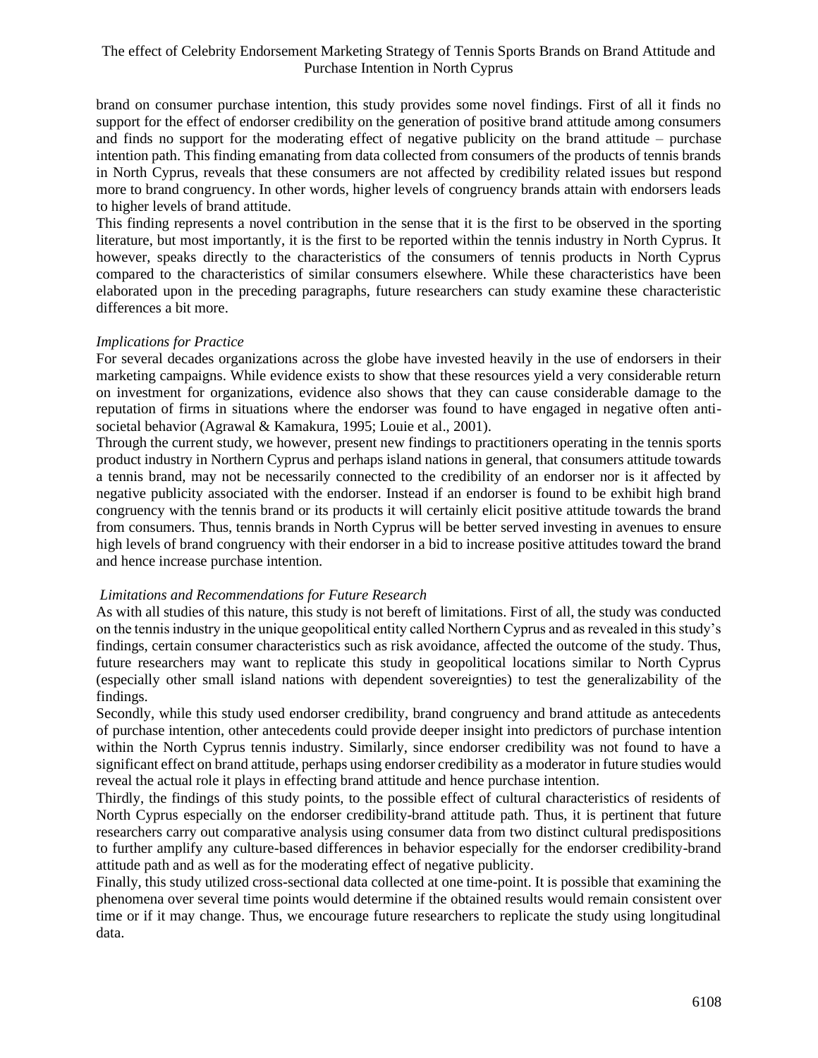brand on consumer purchase intention, this study provides some novel findings. First of all it finds no support for the effect of endorser credibility on the generation of positive brand attitude among consumers and finds no support for the moderating effect of negative publicity on the brand attitude – purchase intention path. This finding emanating from data collected from consumers of the products of tennis brands in North Cyprus, reveals that these consumers are not affected by credibility related issues but respond more to brand congruency. In other words, higher levels of congruency brands attain with endorsers leads to higher levels of brand attitude.

This finding represents a novel contribution in the sense that it is the first to be observed in the sporting literature, but most importantly, it is the first to be reported within the tennis industry in North Cyprus. It however, speaks directly to the characteristics of the consumers of tennis products in North Cyprus compared to the characteristics of similar consumers elsewhere. While these characteristics have been elaborated upon in the preceding paragraphs, future researchers can study examine these characteristic differences a bit more.

*Implications for Practice*

For several decades organizations across the globe have invested heavily in the use of endorsers in their marketing campaigns. While evidence exists to show that these resources yield a very considerable return on investment for organizations, evidence also shows that they can cause considerable damage to the reputation of firms in situations where the endorser was found to have engaged in negative often anti-societal behavior (Agrawal & Kamakura, 1995; Louie et al., 2001).

Through the current study, we however, present new findings to practitioners operating in the tennis sports product industry in Northern Cyprus and perhaps island nations in general, that consumers attitude towards a tennis brand, may not be necessarily connected to the credibility of an endorser nor is it affected by negative publicity associated with the endorser. Instead if an endorser is found to be exhibit high brand congruency with the tennis brand or its products it will certainly elicit positive attitude towards the brand from consumers. Thus, tennis brands in North Cyprus will be better served investing in avenues to ensure high levels of brand congruency with their endorser in a bid to increase positive attitudes toward the brand and hence increase purchase intention.

*Limitations and Recommendations for Future Research*

As with all studies of this nature, this study is not bereft of limitations. First of all, the study was conducted on the tennis industry in the unique geopolitical entity called Northern Cyprus and as revealed in this study's findings, certain consumer characteristics such as risk avoidance, affected the outcome of the study. Thus, future researchers may want to replicate this study in geopolitical locations similar to North Cyprus (especially other small island nations with dependent sovereignties) to test the generalizability of the findings.

Secondly, while this study used endorser credibility, brand congruency and brand attitude as antecedents of purchase intention, other antecedents could provide deeper insight into predictors of purchase intention within the North Cyprus tennis industry. Similarly, since endorser credibility was not found to have a significant effect on brand attitude, perhaps using endorser credibility as a moderator in future studies would reveal the actual role it plays in effecting brand attitude and hence purchase intention.

Thirdly, the findings of this study points, to the possible effect of cultural characteristics of residents of North Cyprus especially on the endorser credibility-brand attitude path. Thus, it is pertinent that future researchers carry out comparative analysis using consumer data from two distinct cultural predispositions to further amplify any culture-based differences in behavior especially for the endorser credibility-brand attitude path and as well as for the moderating effect of negative publicity.

Finally, this study utilized cross-sectional data collected at one time-point. It is possible that examining the phenomena over several time points would determine if the obtained results would remain consistent over time or if it may change. Thus, we encourage future researchers to replicate the study using longitudinal data.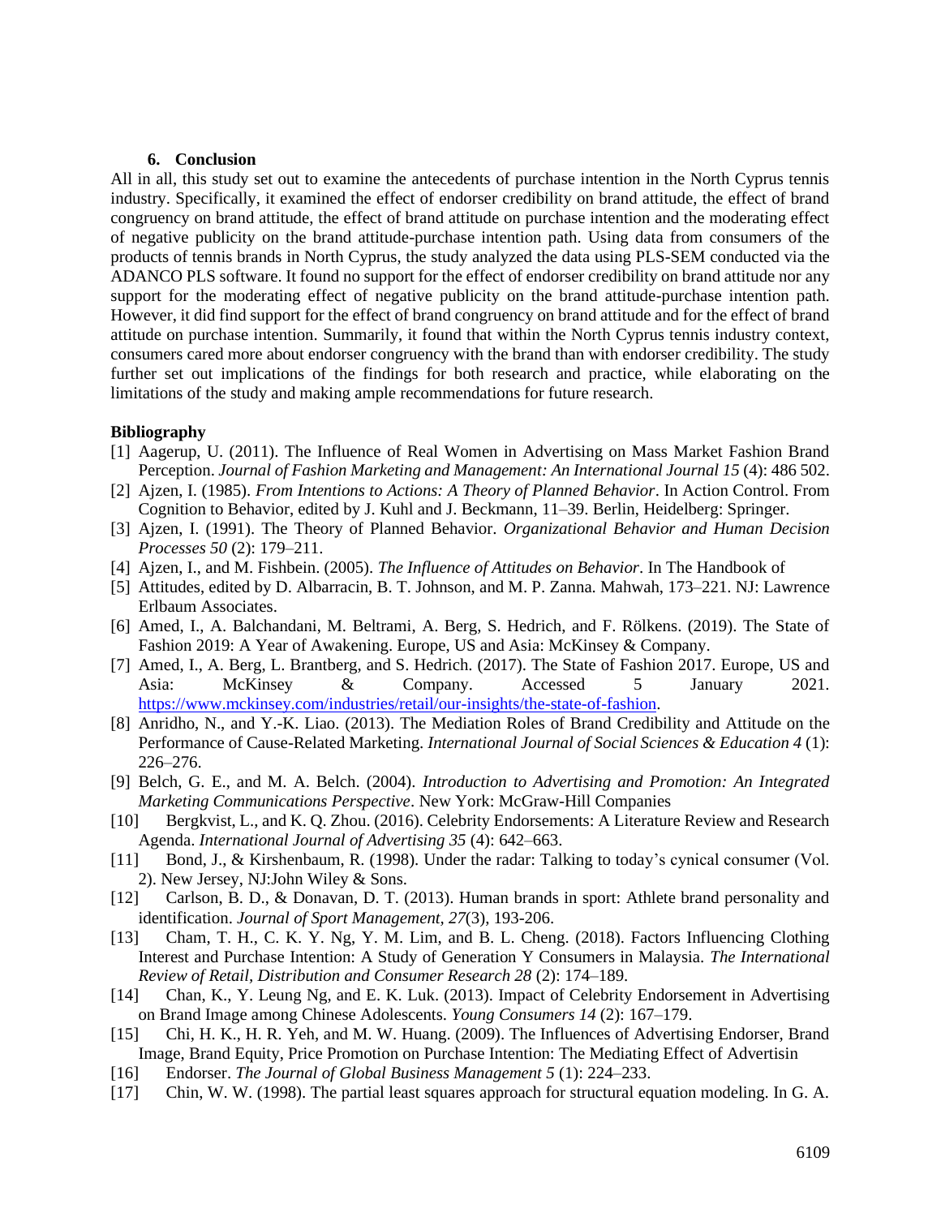## 6. Conclusion

All in all, this study set out to examine the antecedents of purchase intention in the North Cyprus tennis industry. Specifically, it examined the effect of endorser credibility on brand attitude, the effect of brand congruency on brand attitude, the effect of brand attitude on purchase intention and the moderating effect of negative publicity on the brand attitude-purchase intention path. Using data from consumers of the products of tennis brands in North Cyprus, the study analyzed the data using PLS-SEM conducted via the ADANCO PLS software. It found no support for the effect of endorser credibility on brand attitude nor any support for the moderating effect of negative publicity on the brand attitude-purchase intention path. However, it did find support for the effect of brand congruency on brand attitude and for the effect of brand attitude on purchase intention. Summarily, it found that within the North Cyprus tennis industry context, consumers cared more about endorser congruency with the brand than with endorser credibility. The study further set out implications of the findings for both research and practice, while elaborating on the limitations of the study and making ample recommendations for future research.

**Bibliography**

[1] Aagerup, U. (2011). The Influence of Real Women in Advertising on Mass Market Fashion Brand Perception. *Journal of Fashion Marketing and Management: An International Journal 15* (4): 486 502.

[2] Ajzen, I. (1985). *From Intentions to Actions: A Theory of Planned Behavior*. In Action Control. From Cognition to Behavior, edited by J. Kuhl and J. Beckmann, 11–39. Berlin, Heidelberg: Springer.

[3] Ajzen, I. (1991). The Theory of Planned Behavior. *Organizational Behavior and Human Decision Processes 50* (2): 179–211.

[4] Ajzen, I., and M. Fishbein. (2005). *The Influence of Attitudes on Behavior*. In The Handbook of

[5] Attitudes, edited by D. Albarracin, B. T. Johnson, and M. P. Zanna. Mahwah, 173–221. NJ: Lawrence Erlbaum Associates.

[6] Amed, I., A. Balchandani, M. Beltrami, A. Berg, S. Hedrich, and F. Rölkens. (2019). The State of Fashion 2019: A Year of Awakening. Europe, US and Asia: McKinsey & Company.

[7] Amed, I., A. Berg, L. Brantberg, and S. Hedrich. (2017). The State of Fashion 2017. Europe, US and Asia: McKinsey & Company. Accessed 5 January 2021. https://www.mckinsey.com/industries/retail/our-insights/the-state-of-fashion.

[8] Anridho, N., and Y.-K. Liao. (2013). The Mediation Roles of Brand Credibility and Attitude on the Performance of Cause-Related Marketing. *International Journal of Social Sciences & Education 4* (1): 226–276.

[9] Belch, G. E., and M. A. Belch. (2004). *Introduction to Advertising and Promotion: An Integrated Marketing Communications Perspective*. New York: McGraw-Hill Companies

[10] Bergkvist, L., and K. Q. Zhou. (2016). Celebrity Endorsements: A Literature Review and Research Agenda. *International Journal of Advertising 35* (4): 642–663.

[11] Bond, J., & Kirshenbaum, R. (1998). Under the radar: Talking to today's cynical consumer (Vol. 2). New Jersey, NJ:John Wiley & Sons.

[12] Carlson, B. D., & Donavan, D. T. (2013). Human brands in sport: Athlete brand personality and identification. *Journal of Sport Management, 27*(3), 193-206.

[13] Cham, T. H., C. K. Y. Ng, Y. M. Lim, and B. L. Cheng. (2018). Factors Influencing Clothing Interest and Purchase Intention: A Study of Generation Y Consumers in Malaysia. *The International Review of Retail, Distribution and Consumer Research 28* (2): 174–189.

[14] Chan, K., Y. Leung Ng, and E. K. Luk. (2013). Impact of Celebrity Endorsement in Advertising on Brand Image among Chinese Adolescents. *Young Consumers 14* (2): 167–179.

[15] Chi, H. K., H. R. Yeh, and M. W. Huang. (2009). The Influences of Advertising Endorser, Brand Image, Brand Equity, Price Promotion on Purchase Intention: The Mediating Effect of Advertisin

[16] Endorser. *The Journal of Global Business Management 5* (1): 224–233.

[17] Chin, W. W. (1998). The partial least squares approach for structural equation modeling. In G. A.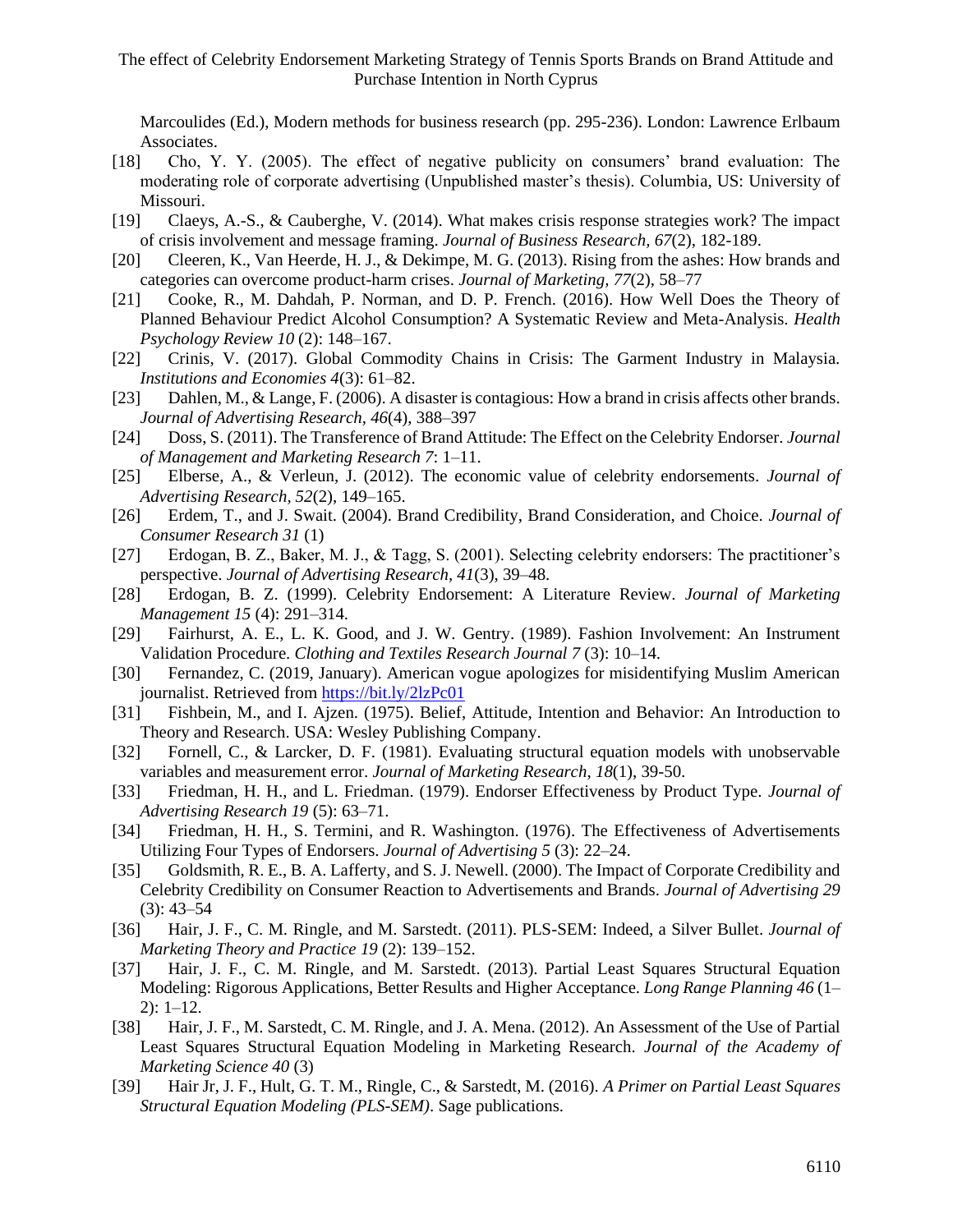Marcoulides (Ed.), Modern methods for business research (pp. 295-236). London: Lawrence Erlbaum Associates.

[18] Cho, Y. Y. (2005). The effect of negative publicity on consumers' brand evaluation: The moderating role of corporate advertising (Unpublished master's thesis). Columbia, US: University of Missouri.

[19] Claeys, A.-S., & Cauberghe, V. (2014). What makes crisis response strategies work? The impact of crisis involvement and message framing. *Journal of Business Research, 67*(2), 182-189.

[20] Cleeren, K., Van Heerde, H. J., & Dekimpe, M. G. (2013). Rising from the ashes: How brands and categories can overcome product-harm crises. *Journal of Marketing, 77*(2), 58–77

[21] Cooke, R., M. Dahdah, P. Norman, and D. P. French. (2016). How Well Does the Theory of Planned Behaviour Predict Alcohol Consumption? A Systematic Review and Meta-Analysis. *Health Psychology Review 10* (2): 148–167.

[22] Crinis, V. (2017). Global Commodity Chains in Crisis: The Garment Industry in Malaysia. *Institutions and Economies 4*(3): 61–82.

[23] Dahlen, M., & Lange, F. (2006). A disaster is contagious: How a brand in crisis affects other brands. *Journal of Advertising Research, 46*(4), 388–397

[24] Doss, S. (2011). The Transference of Brand Attitude: The Effect on the Celebrity Endorser. *Journal of Management and Marketing Research 7*: 1–11.

[25] Elberse, A., & Verleun, J. (2012). The economic value of celebrity endorsements. *Journal of Advertising Research, 52*(2), 149–165.

[26] Erdem, T., and J. Swait. (2004). Brand Credibility, Brand Consideration, and Choice. *Journal of Consumer Research 31* (1)

[27] Erdogan, B. Z., Baker, M. J., & Tagg, S. (2001). Selecting celebrity endorsers: The practitioner's perspective. *Journal of Advertising Research, 41*(3), 39–48.

[28] Erdogan, B. Z. (1999). Celebrity Endorsement: A Literature Review. *Journal of Marketing Management 15* (4): 291–314.

[29] Fairhurst, A. E., L. K. Good, and J. W. Gentry. (1989). Fashion Involvement: An Instrument Validation Procedure. *Clothing and Textiles Research Journal 7* (3): 10–14.

[30] Fernandez, C. (2019, January). American vogue apologizes for misidentifying Muslim American journalist. Retrieved from https://bit.ly/2lzPc01

[31] Fishbein, M., and I. Ajzen. (1975). Belief, Attitude, Intention and Behavior: An Introduction to Theory and Research. USA: Wesley Publishing Company.

[32] Fornell, C., & Larcker, D. F. (1981). Evaluating structural equation models with unobservable variables and measurement error. *Journal of Marketing Research, 18*(1), 39-50.

[33] Friedman, H. H., and L. Friedman. (1979). Endorser Effectiveness by Product Type. *Journal of Advertising Research 19* (5): 63–71.

[34] Friedman, H. H., S. Termini, and R. Washington. (1976). The Effectiveness of Advertisements Utilizing Four Types of Endorsers. *Journal of Advertising 5* (3): 22–24.

[35] Goldsmith, R. E., B. A. Lafferty, and S. J. Newell. (2000). The Impact of Corporate Credibility and Celebrity Credibility on Consumer Reaction to Advertisements and Brands. *Journal of Advertising 29* (3): 43–54

[36] Hair, J. F., C. M. Ringle, and M. Sarstedt. (2011). PLS-SEM: Indeed, a Silver Bullet. *Journal of Marketing Theory and Practice 19* (2): 139–152.

[37] Hair, J. F., C. M. Ringle, and M. Sarstedt. (2013). Partial Least Squares Structural Equation Modeling: Rigorous Applications, Better Results and Higher Acceptance. *Long Range Planning 46* (1–2): 1–12.

[38] Hair, J. F., M. Sarstedt, C. M. Ringle, and J. A. Mena. (2012). An Assessment of the Use of Partial Least Squares Structural Equation Modeling in Marketing Research. *Journal of the Academy of Marketing Science 40* (3)

[39] Hair Jr, J. F., Hult, G. T. M., Ringle, C., & Sarstedt, M. (2016). *A Primer on Partial Least Squares Structural Equation Modeling (PLS-SEM)*. Sage publications.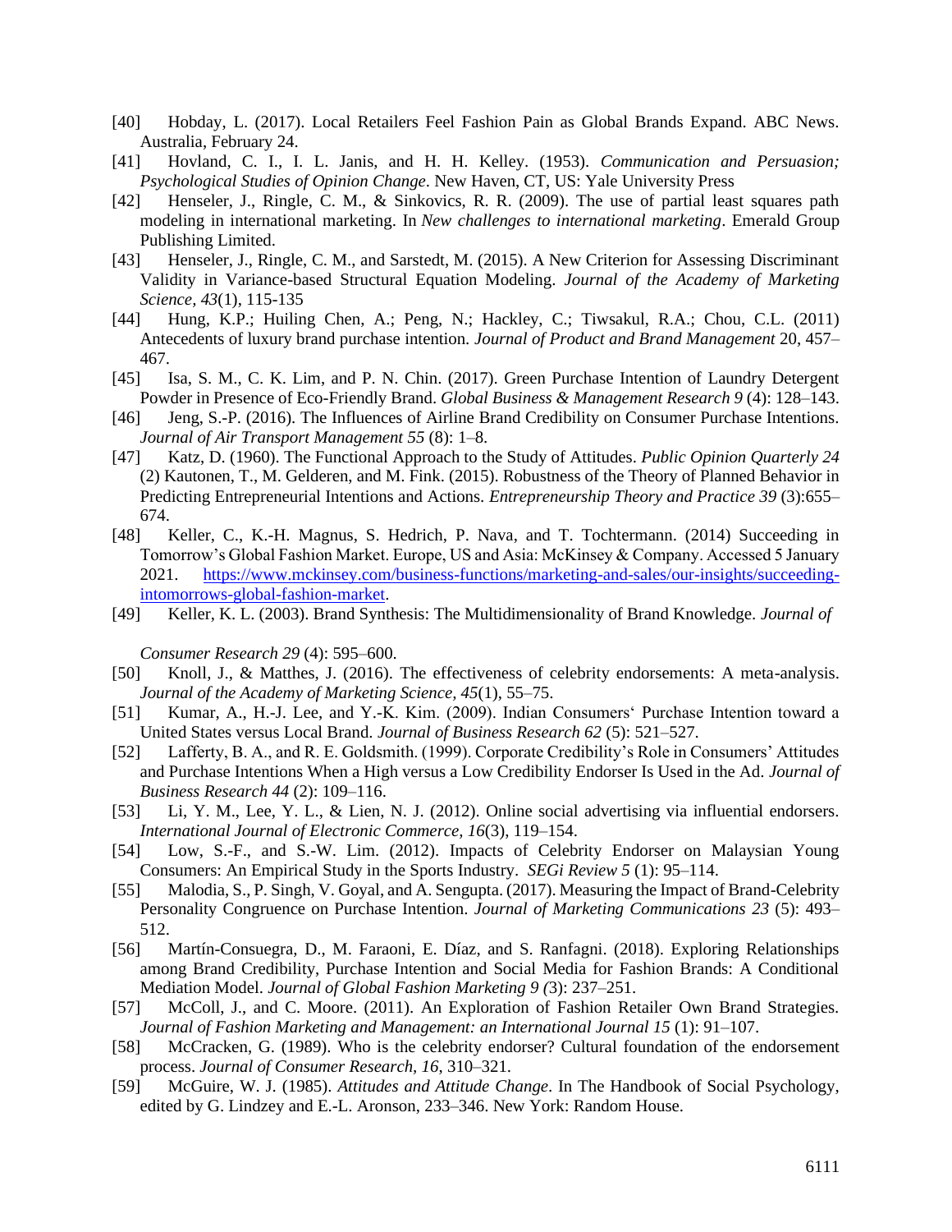[40] Hobday, L. (2017). Local Retailers Feel Fashion Pain as Global Brands Expand. ABC News. Australia, February 24.

[41] Hovland, C. I., I. L. Janis, and H. H. Kelley. (1953). *Communication and Persuasion; Psychological Studies of Opinion Change*. New Haven, CT, US: Yale University Press

[42] Henseler, J., Ringle, C. M., & Sinkovics, R. R. (2009). The use of partial least squares path modeling in international marketing. In *New challenges to international marketing*. Emerald Group Publishing Limited.

[43] Henseler, J., Ringle, C. M., and Sarstedt, M. (2015). A New Criterion for Assessing Discriminant Validity in Variance-based Structural Equation Modeling. *Journal of the Academy of Marketing Science, 43*(1), 115-135

[44] Hung, K.P.; Huiling Chen, A.; Peng, N.; Hackley, C.; Tiwsakul, R.A.; Chou, C.L. (2011) Antecedents of luxury brand purchase intention. *Journal of Product and Brand Management* 20, 457–467.

[45] Isa, S. M., C. K. Lim, and P. N. Chin. (2017). Green Purchase Intention of Laundry Detergent Powder in Presence of Eco-Friendly Brand. *Global Business & Management Research 9* (4): 128–143.

[46] Jeng, S.-P. (2016). The Influences of Airline Brand Credibility on Consumer Purchase Intentions. *Journal of Air Transport Management 55* (8): 1–8.

[47] Katz, D. (1960). The Functional Approach to the Study of Attitudes. *Public Opinion Quarterly 24* (2) Kautonen, T., M. Gelderen, and M. Fink. (2015). Robustness of the Theory of Planned Behavior in Predicting Entrepreneurial Intentions and Actions. *Entrepreneurship Theory and Practice 39* (3):655–674.

[48] Keller, C., K.-H. Magnus, S. Hedrich, P. Nava, and T. Tochtermann. (2014) Succeeding in Tomorrow's Global Fashion Market. Europe, US and Asia: McKinsey & Company. Accessed 5 January 2021. https://www.mckinsey.com/business-functions/marketing-and-sales/our-insights/succeeding-intomorrows-global-fashion-market.

[49] Keller, K. L. (2003). Brand Synthesis: The Multidimensionality of Brand Knowledge. *Journal of Consumer Research 29* (4): 595–600.

[50] Knoll, J., & Matthes, J. (2016). The effectiveness of celebrity endorsements: A meta-analysis. *Journal of the Academy of Marketing Science, 45*(1), 55–75.

[51] Kumar, A., H.-J. Lee, and Y.-K. Kim. (2009). Indian Consumers' Purchase Intention toward a United States versus Local Brand. *Journal of Business Research 62* (5): 521–527.

[52] Lafferty, B. A., and R. E. Goldsmith. (1999). Corporate Credibility's Role in Consumers' Attitudes and Purchase Intentions When a High versus a Low Credibility Endorser Is Used in the Ad. *Journal of Business Research 44* (2): 109–116.

[53] Li, Y. M., Lee, Y. L., & Lien, N. J. (2012). Online social advertising via influential endorsers. *International Journal of Electronic Commerce, 16*(3), 119–154.

[54] Low, S.-F., and S.-W. Lim. (2012). Impacts of Celebrity Endorser on Malaysian Young Consumers: An Empirical Study in the Sports Industry. *SEGi Review 5* (1): 95–114.

[55] Malodia, S., P. Singh, V. Goyal, and A. Sengupta. (2017). Measuring the Impact of Brand-Celebrity Personality Congruence on Purchase Intention. *Journal of Marketing Communications 23* (5): 493–512.

[56] Martín-Consuegra, D., M. Faraoni, E. Díaz, and S. Ranfagni. (2018). Exploring Relationships among Brand Credibility, Purchase Intention and Social Media for Fashion Brands: A Conditional Mediation Model. *Journal of Global Fashion Marketing 9 (*3): 237–251.

[57] McColl, J., and C. Moore. (2011). An Exploration of Fashion Retailer Own Brand Strategies. *Journal of Fashion Marketing and Management: an International Journal 15* (1): 91–107.

[58] McCracken, G. (1989). Who is the celebrity endorser? Cultural foundation of the endorsement process. *Journal of Consumer Research, 16*, 310–321.

[59] McGuire, W. J. (1985). *Attitudes and Attitude Change*. In The Handbook of Social Psychology, edited by G. Lindzey and E.-L. Aronson, 233–346. New York: Random House.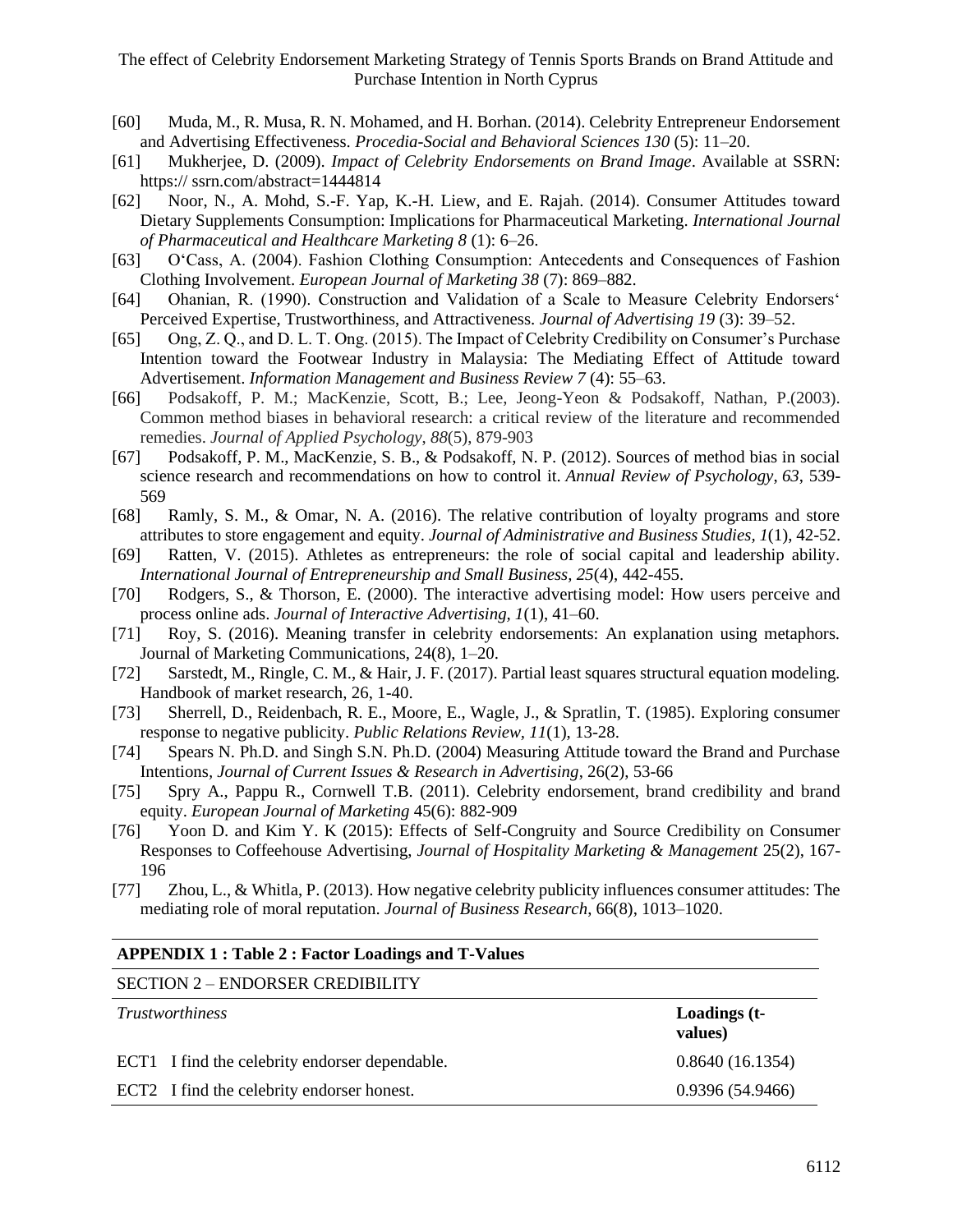[60] Muda, M., R. Musa, R. N. Mohamed, and H. Borhan. (2014). Celebrity Entrepreneur Endorsement and Advertising Effectiveness. *Procedia-Social and Behavioral Sciences 130* (5): 11–20.

[61] Mukherjee, D. (2009). *Impact of Celebrity Endorsements on Brand Image*. Available at SSRN: https:// ssrn.com/abstract=1444814

[62] Noor, N., A. Mohd, S.-F. Yap, K.-H. Liew, and E. Rajah. (2014). Consumer Attitudes toward Dietary Supplements Consumption: Implications for Pharmaceutical Marketing. *International Journal of Pharmaceutical and Healthcare Marketing 8* (1): 6–26.

[63] O'Cass, A. (2004). Fashion Clothing Consumption: Antecedents and Consequences of Fashion Clothing Involvement. *European Journal of Marketing 38* (7): 869–882.

[64] Ohanian, R. (1990). Construction and Validation of a Scale to Measure Celebrity Endorsers' Perceived Expertise, Trustworthiness, and Attractiveness. *Journal of Advertising 19* (3): 39–52.

[65] Ong, Z. Q., and D. L. T. Ong. (2015). The Impact of Celebrity Credibility on Consumer's Purchase Intention toward the Footwear Industry in Malaysia: The Mediating Effect of Attitude toward Advertisement. *Information Management and Business Review 7* (4): 55–63.

[66] Podsakoff, P. M.; MacKenzie, Scott, B.; Lee, Jeong-Yeon & Podsakoff, Nathan, P.(2003). Common method biases in behavioral research: a critical review of the literature and recommended remedies. *Journal of Applied Psychology*, *88*(5), 879-903

[67] Podsakoff, P. M., MacKenzie, S. B., & Podsakoff, N. P. (2012). Sources of method bias in social science research and recommendations on how to control it. *Annual Review of Psychology*, *63*, 539-569

[68] Ramly, S. M., & Omar, N. A. (2016). The relative contribution of loyalty programs and store attributes to store engagement and equity. *Journal of Administrative and Business Studies, 1*(1), 42-52.

[69] Ratten, V. (2015). Athletes as entrepreneurs: the role of social capital and leadership ability. *International Journal of Entrepreneurship and Small Business, 25*(4), 442-455.

[70] Rodgers, S., & Thorson, E. (2000). The interactive advertising model: How users perceive and process online ads. *Journal of Interactive Advertising*, *1*(1), 41–60.

[71] Roy, S. (2016). Meaning transfer in celebrity endorsements: An explanation using metaphors. Journal of Marketing Communications, 24(8), 1–20.

[72] Sarstedt, M., Ringle, C. M., & Hair, J. F. (2017). Partial least squares structural equation modeling. Handbook of market research, 26, 1-40.

[73] Sherrell, D., Reidenbach, R. E., Moore, E., Wagle, J., & Spratlin, T. (1985). Exploring consumer response to negative publicity. *Public Relations Review, 11*(1), 13-28.

[74] Spears N. Ph.D. and Singh S.N. Ph.D. (2004) Measuring Attitude toward the Brand and Purchase Intentions, *Journal of Current Issues & Research in Advertising*, 26(2), 53-66

[75] Spry A., Pappu R., Cornwell T.B. (2011). Celebrity endorsement, brand credibility and brand equity. *European Journal of Marketing* 45(6): 882-909

[76] Yoon D. and Kim Y. K (2015): Effects of Self-Congruity and Source Credibility on Consumer Responses to Coffeehouse Advertising, *Journal of Hospitality Marketing & Management* 25(2), 167-196

[77] Zhou, L., & Whitla, P. (2013). How negative celebrity publicity influences consumer attitudes: The mediating role of moral reputation. *Journal of Business Research*, 66(8), 1013–1020.

**APPENDIX 1 : Table 2 : Factor Loadings and T-Values**

| SECTION 2 – ENDORSER CREDIBILITY | |
|---|---|
| *Trustworthiness* | **Loadings (t-values)** |
| ECT1 I find the celebrity endorser dependable. | 0.8640 (16.1354) |
| ECT2 I find the celebrity endorser honest. | 0.9396 (54.9466) |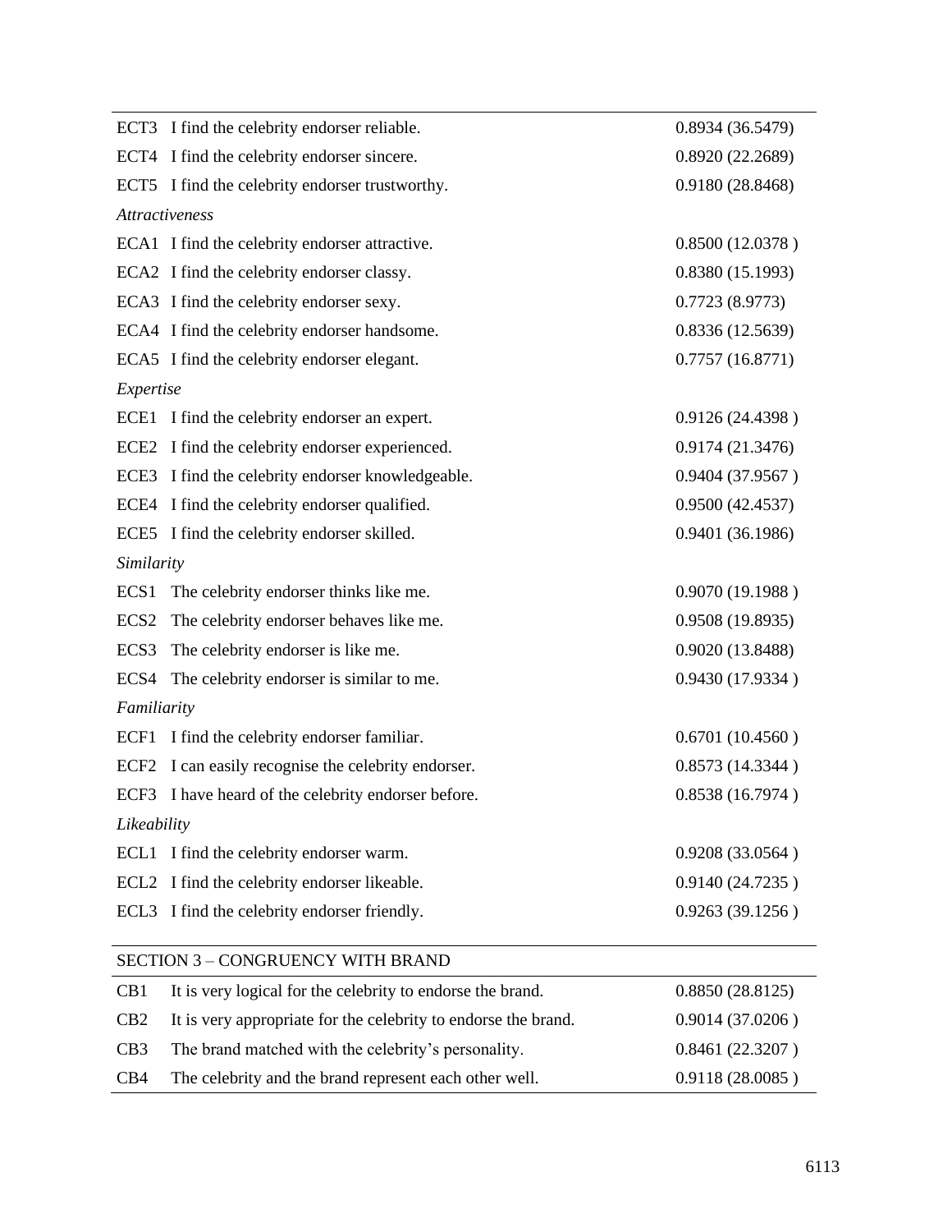| | | |
|---|---|---|
| ECT3 | I find the celebrity endorser reliable. | 0.8934 (36.5479) |
| ECT4 | I find the celebrity endorser sincere. | 0.8920 (22.2689) |
| ECT5 | I find the celebrity endorser trustworthy. | 0.9180 (28.8468) |
| *Attractiveness* | | |
| ECA1 | I find the celebrity endorser attractive. | 0.8500 (12.0378 ) |
| ECA2 | I find the celebrity endorser classy. | 0.8380 (15.1993) |
| ECA3 | I find the celebrity endorser sexy. | 0.7723 (8.9773) |
| ECA4 | I find the celebrity endorser handsome. | 0.8336 (12.5639) |
| ECA5 | I find the celebrity endorser elegant. | 0.7757 (16.8771) |
| *Expertise* | | |
| ECE1 | I find the celebrity endorser an expert. | 0.9126 (24.4398 ) |
| ECE2 | I find the celebrity endorser experienced. | 0.9174 (21.3476) |
| ECE3 | I find the celebrity endorser knowledgeable. | 0.9404 (37.9567 ) |
| ECE4 | I find the celebrity endorser qualified. | 0.9500 (42.4537) |
| ECE5 | I find the celebrity endorser skilled. | 0.9401 (36.1986) |
| *Similarity* | | |
| ECS1 | The celebrity endorser thinks like me. | 0.9070 (19.1988 ) |
| ECS2 | The celebrity endorser behaves like me. | 0.9508 (19.8935) |
| ECS3 | The celebrity endorser is like me. | 0.9020 (13.8488) |
| ECS4 | The celebrity endorser is similar to me. | 0.9430 (17.9334 ) |
| *Familiarity* | | |
| ECF1 | I find the celebrity endorser familiar. | 0.6701 (10.4560 ) |
| ECF2 | I can easily recognise the celebrity endorser. | 0.8573 (14.3344 ) |
| ECF3 | I have heard of the celebrity endorser before. | 0.8538 (16.7974 ) |
| *Likeability* | | |
| ECL1 | I find the celebrity endorser warm. | 0.9208 (33.0564 ) |
| ECL2 | I find the celebrity endorser likeable. | 0.9140 (24.7235 ) |
| ECL3 | I find the celebrity endorser friendly. | 0.9263 (39.1256 ) |
| SECTION 3 – CONGRUENCY WITH BRAND | | |
| CB1 | It is very logical for the celebrity to endorse the brand. | 0.8850 (28.8125) |
| CB2 | It is very appropriate for the celebrity to endorse the brand. | 0.9014 (37.0206 ) |
| CB3 | The brand matched with the celebrity's personality. | 0.8461 (22.3207 ) |
| CB4 | The celebrity and the brand represent each other well. | 0.9118 (28.0085 ) |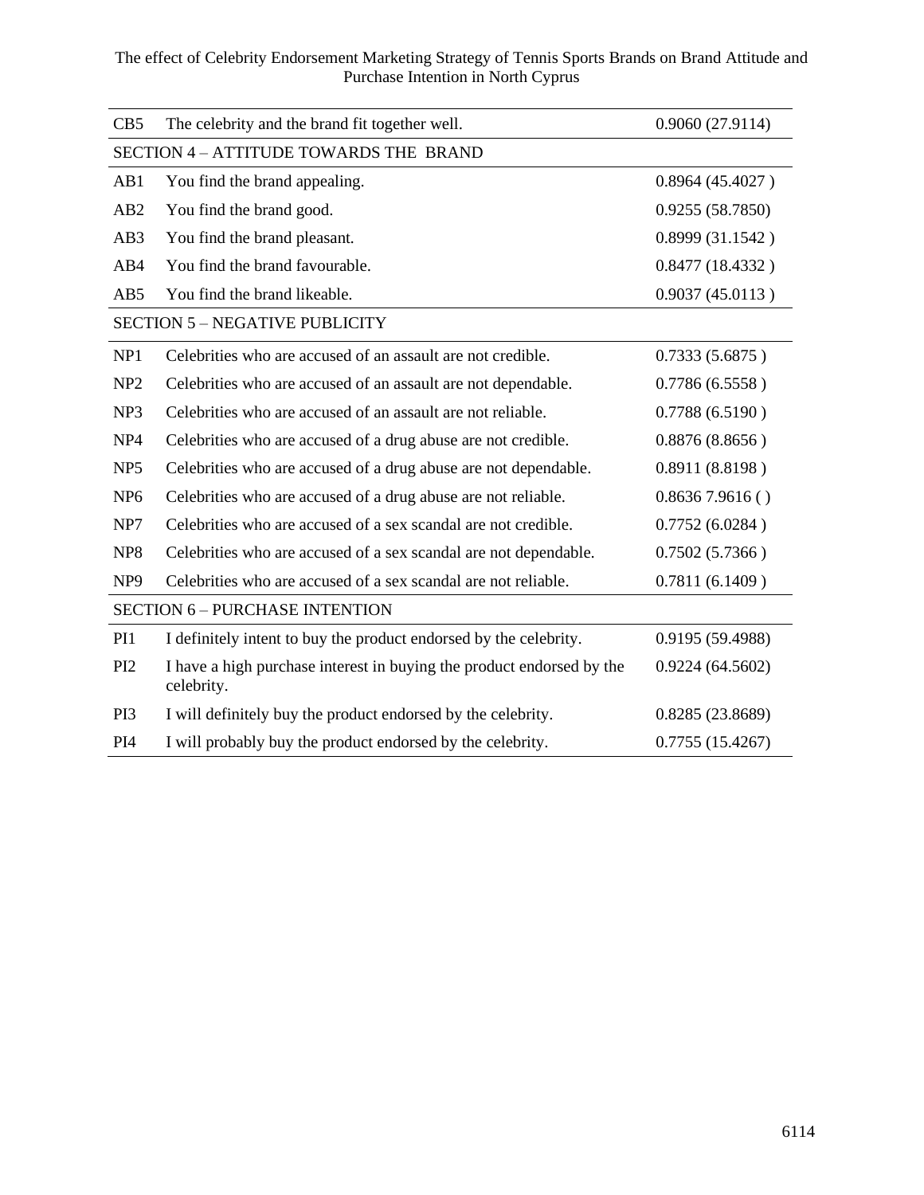| | | |
|---|---|---|
| CB5 | The celebrity and the brand fit together well. | 0.9060 (27.9114) |
| SECTION 4 – ATTITUDE TOWARDS THE BRAND | | |
| AB1 | You find the brand appealing. | 0.8964 (45.4027 ) |
| AB2 | You find the brand good. | 0.9255 (58.7850) |
| AB3 | You find the brand pleasant. | 0.8999 (31.1542 ) |
| AB4 | You find the brand favourable. | 0.8477 (18.4332 ) |
| AB5 | You find the brand likeable. | 0.9037 (45.0113 ) |
| SECTION 5 – NEGATIVE PUBLICITY | | |
| NP1 | Celebrities who are accused of an assault are not credible. | 0.7333 (5.6875 ) |
| NP2 | Celebrities who are accused of an assault are not dependable. | 0.7786 (6.5558 ) |
| NP3 | Celebrities who are accused of an assault are not reliable. | 0.7788 (6.5190 ) |
| NP4 | Celebrities who are accused of a drug abuse are not credible. | 0.8876 (8.8656 ) |
| NP5 | Celebrities who are accused of a drug abuse are not dependable. | 0.8911 (8.8198 ) |
| NP6 | Celebrities who are accused of a drug abuse are not reliable. | 0.8636 7.9616 ( ) |
| NP7 | Celebrities who are accused of a sex scandal are not credible. | 0.7752 (6.0284 ) |
| NP8 | Celebrities who are accused of a sex scandal are not dependable. | 0.7502 (5.7366 ) |
| NP9 | Celebrities who are accused of a sex scandal are not reliable. | 0.7811 (6.1409 ) |
| SECTION 6 – PURCHASE INTENTION | | |
| PI1 | I definitely intent to buy the product endorsed by the celebrity. | 0.9195 (59.4988) |
| PI2 | I have a high purchase interest in buying the product endorsed by the celebrity. | 0.9224 (64.5602) |
| PI3 | I will definitely buy the product endorsed by the celebrity. | 0.8285 (23.8689) |
| PI4 | I will probably buy the product endorsed by the celebrity. | 0.7755 (15.4267) |